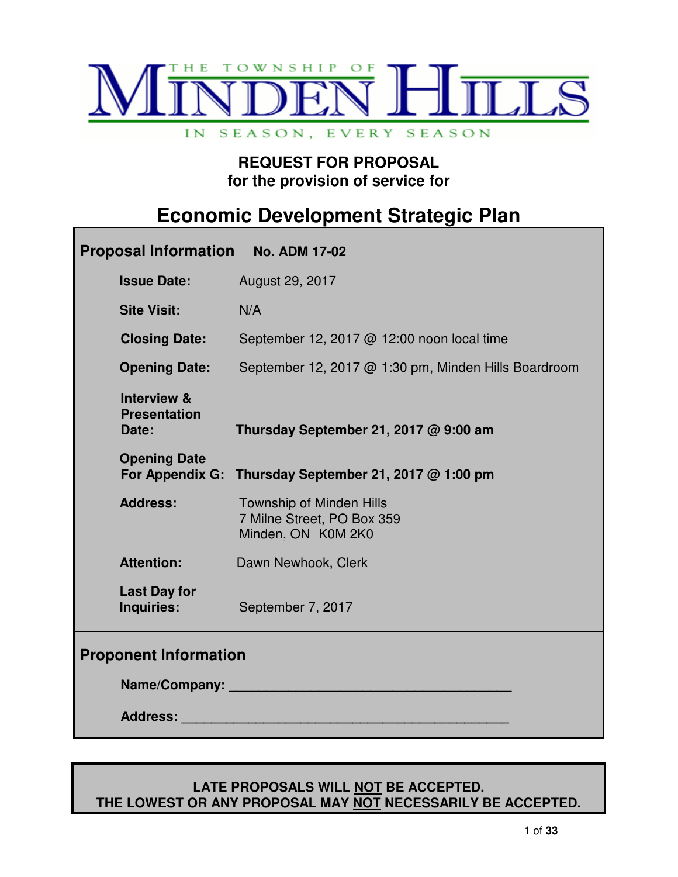THE TOWNSHIP OF MINDEN HILLS

IN SEASON, EVERY SEASON

**REQUEST FOR PROPOSAL**
**for the provision of service for**

# Economic Development Strategic Plan

## Proposal Information No. ADM 17-02

| | |
|---|---|
| **Issue Date:** | August 29, 2017 |
| **Site Visit:** | N/A |
| **Closing Date:** | September 12, 2017 @ 12:00 noon local time |
| **Opening Date:** | September 12, 2017 @ 1:30 pm, Minden Hills Boardroom |
| **Interview & Presentation Date:** | **Thursday September 21, 2017 @ 9:00 am** |
| **Opening Date For Appendix G:** | **Thursday September 21, 2017 @ 1:00 pm** |
| **Address:** | Township of Minden Hills<br>7 Milne Street, PO Box 359<br>Minden, ON K0M 2K0 |
| **Attention:** | Dawn Newhook, Clerk |
| **Last Day for Inquiries:** | September 7, 2017 |

## Proponent Information

**Name/Company:** ______________________________________

**Address:** ______________________________________

**LATE PROPOSALS WILL NOT BE ACCEPTED.**
**THE LOWEST OR ANY PROPOSAL MAY NOT NECESSARILY BE ACCEPTED.**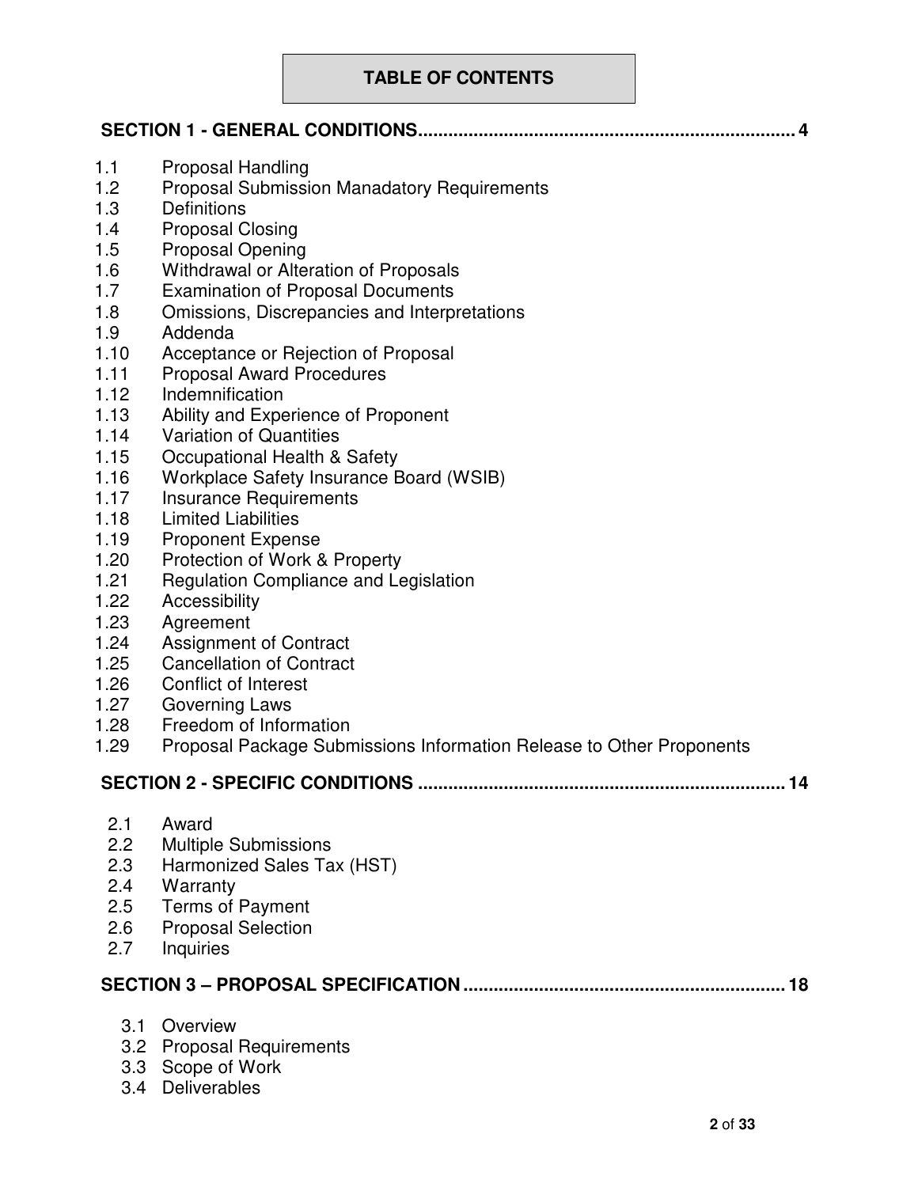# TABLE OF CONTENTS

**SECTION 1 - GENERAL CONDITIONS.......................................................................... 4**

1.1 Proposal Handling
1.2 Proposal Submission Manadatory Requirements
1.3 Definitions
1.4 Proposal Closing
1.5 Proposal Opening
1.6 Withdrawal or Alteration of Proposals
1.7 Examination of Proposal Documents
1.8 Omissions, Discrepancies and Interpretations
1.9 Addenda
1.10 Acceptance or Rejection of Proposal
1.11 Proposal Award Procedures
1.12 Indemnification
1.13 Ability and Experience of Proponent
1.14 Variation of Quantities
1.15 Occupational Health & Safety
1.16 Workplace Safety Insurance Board (WSIB)
1.17 Insurance Requirements
1.18 Limited Liabilities
1.19 Proponent Expense
1.20 Protection of Work & Property
1.21 Regulation Compliance and Legislation
1.22 Accessibility
1.23 Agreement
1.24 Assignment of Contract
1.25 Cancellation of Contract
1.26 Conflict of Interest
1.27 Governing Laws
1.28 Freedom of Information
1.29 Proposal Package Submissions Information Release to Other Proponents

**SECTION 2 - SPECIFIC CONDITIONS ......................................................................... 14**

2.1 Award
2.2 Multiple Submissions
2.3 Harmonized Sales Tax (HST)
2.4 Warranty
2.5 Terms of Payment
2.6 Proposal Selection
2.7 Inquiries

**SECTION 3 – PROPOSAL SPECIFICATION ................................................................ 18**

3.1 Overview
3.2 Proposal Requirements
3.3 Scope of Work
3.4 Deliverables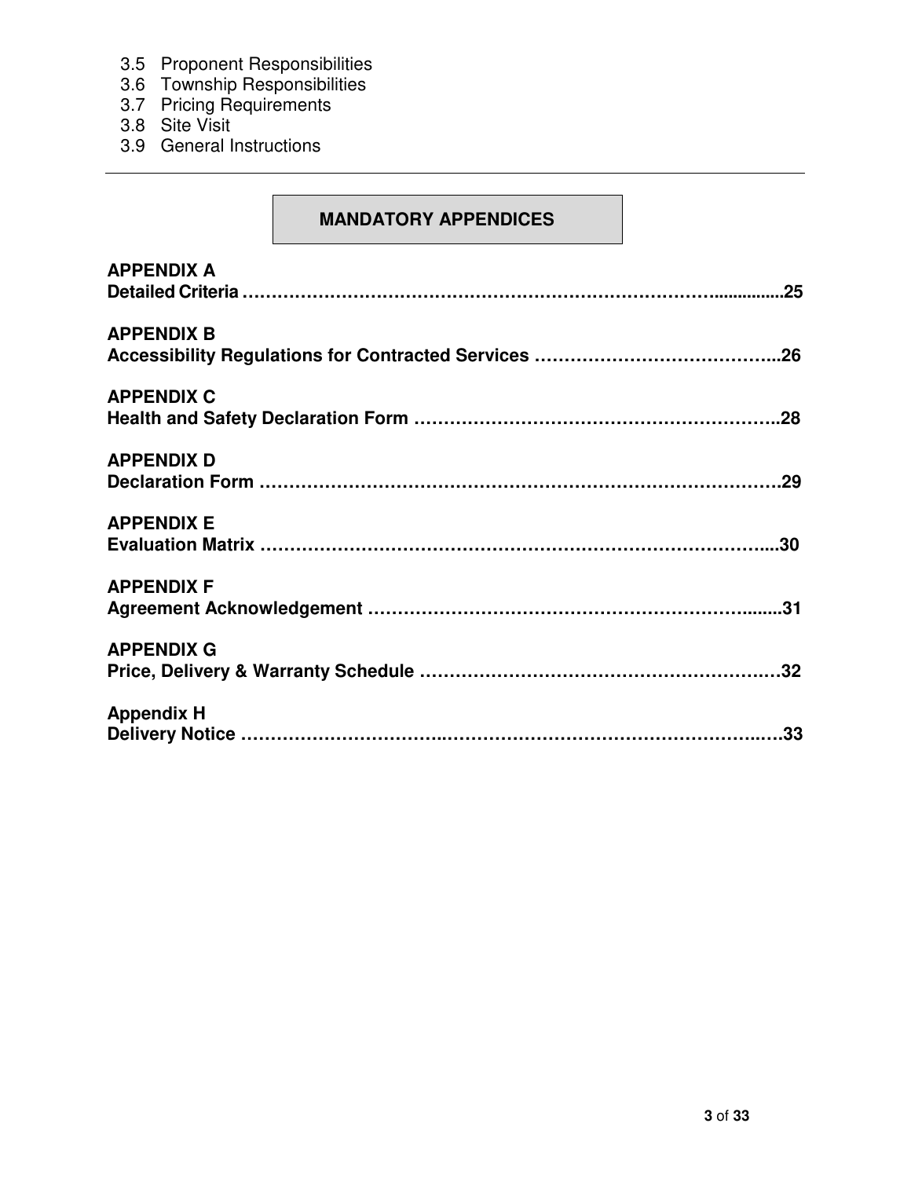3.5 Proponent Responsibilities
3.6 Township Responsibilities
3.7 Pricing Requirements
3.8 Site Visit
3.9 General Instructions

---

## MANDATORY APPENDICES

**APPENDIX A**
**Detailed Criteria ………………………………………………………………………...............25**

**APPENDIX B**
**Accessibility Regulations for Contracted Services …………………………………...26**

**APPENDIX C**
**Health and Safety Declaration Form ……………………………………………………..28**

**APPENDIX D**
**Declaration Form ………………………………………………………………………….29**

**APPENDIX E**
**Evaluation Matrix ………………………………………………………………………....30**

**APPENDIX F**
**Agreement Acknowledgement ……………………………………………………........31**

**APPENDIX G**
**Price, Delivery & Warranty Schedule ……………………………………………………32**

**Appendix H**
**Delivery Notice ……………………………..…………………………………………..….33**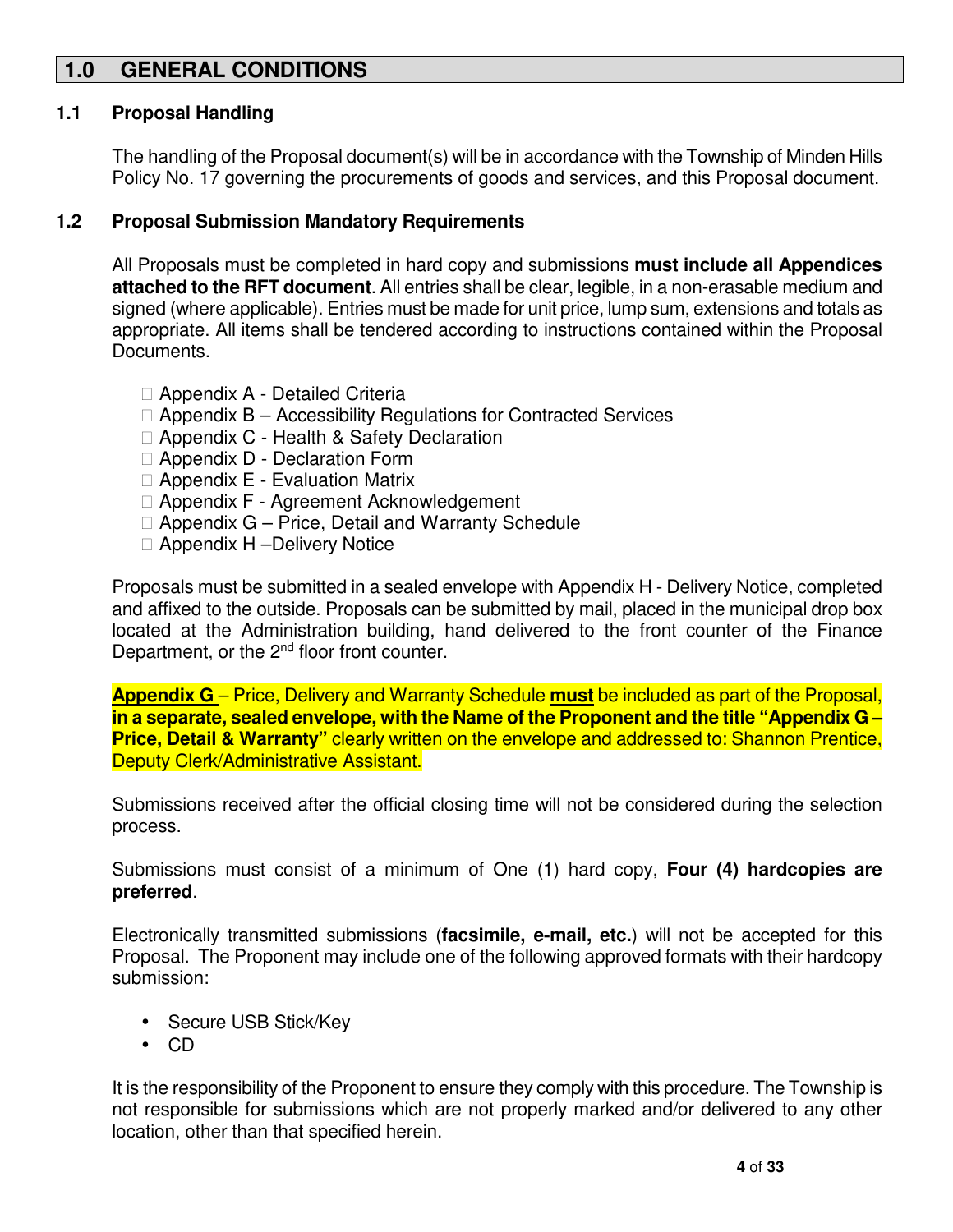## 1.0 GENERAL CONDITIONS

### 1.1 Proposal Handling

The handling of the Proposal document(s) will be in accordance with the Township of Minden Hills Policy No. 17 governing the procurements of goods and services, and this Proposal document.

### 1.2 Proposal Submission Mandatory Requirements

All Proposals must be completed in hard copy and submissions **must include all Appendices attached to the RFT document**. All entries shall be clear, legible, in a non-erasable medium and signed (where applicable). Entries must be made for unit price, lump sum, extensions and totals as appropriate. All items shall be tendered according to instructions contained within the Proposal Documents.

- Appendix A - Detailed Criteria
- Appendix B – Accessibility Regulations for Contracted Services
- Appendix C - Health & Safety Declaration
- Appendix D - Declaration Form
- Appendix E - Evaluation Matrix
- Appendix F - Agreement Acknowledgement
- Appendix G – Price, Detail and Warranty Schedule
- Appendix H –Delivery Notice

Proposals must be submitted in a sealed envelope with Appendix H - Delivery Notice, completed and affixed to the outside. Proposals can be submitted by mail, placed in the municipal drop box located at the Administration building, hand delivered to the front counter of the Finance Department, or the 2nd floor front counter.

**Appendix G** – Price, Delivery and Warranty Schedule **must** be included as part of the Proposal, **in a separate, sealed envelope, with the Name of the Proponent and the title "Appendix G – Price, Detail & Warranty"** clearly written on the envelope and addressed to: Shannon Prentice, Deputy Clerk/Administrative Assistant.

Submissions received after the official closing time will not be considered during the selection process.

Submissions must consist of a minimum of One (1) hard copy, **Four (4) hardcopies are preferred**.

Electronically transmitted submissions (**facsimile, e-mail, etc.**) will not be accepted for this Proposal. The Proponent may include one of the following approved formats with their hardcopy submission:

- Secure USB Stick/Key
- CD

It is the responsibility of the Proponent to ensure they comply with this procedure. The Township is not responsible for submissions which are not properly marked and/or delivered to any other location, other than that specified herein.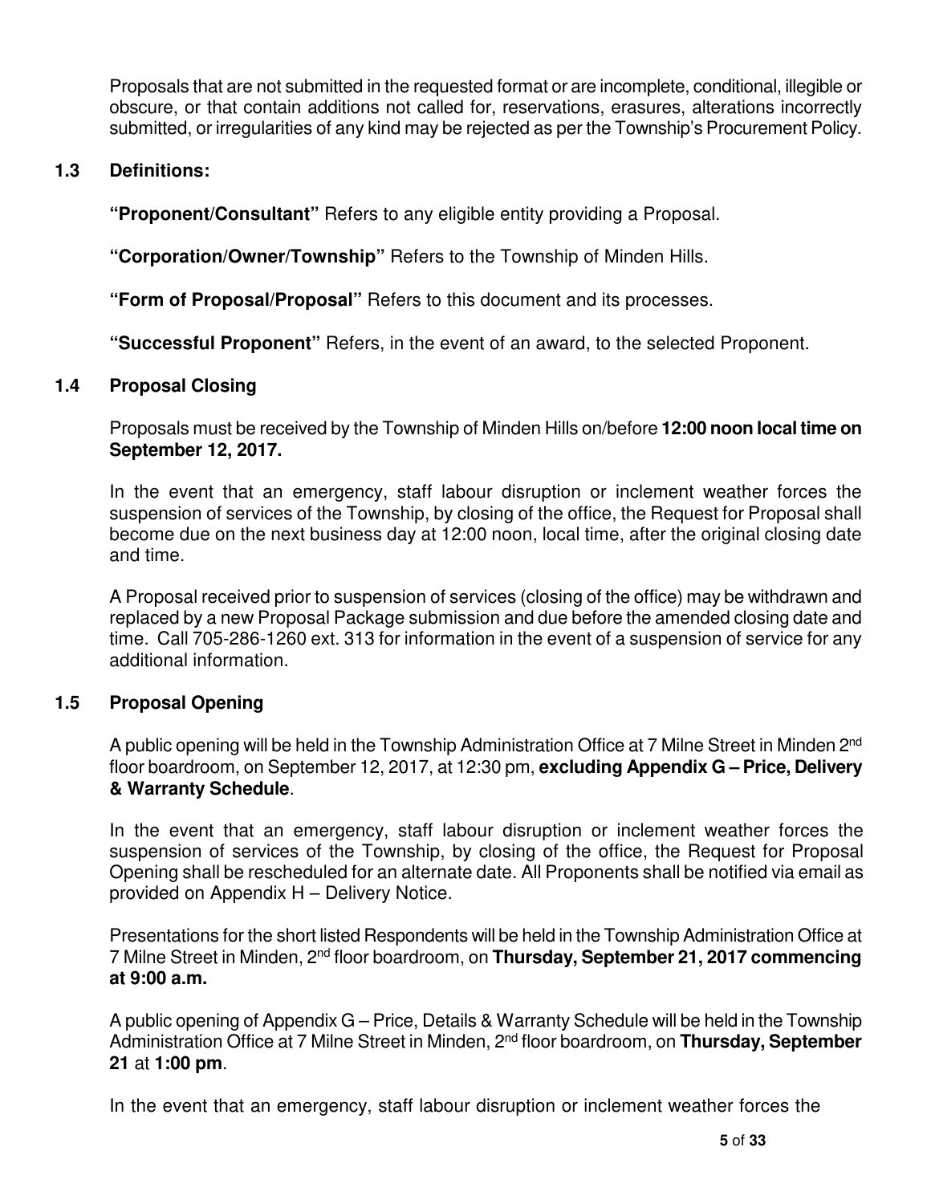Proposals that are not submitted in the requested format or are incomplete, conditional, illegible or obscure, or that contain additions not called for, reservations, erasures, alterations incorrectly submitted, or irregularities of any kind may be rejected as per the Township's Procurement Policy.

### 1.3 Definitions:

**"Proponent/Consultant"** Refers to any eligible entity providing a Proposal.

**"Corporation/Owner/Township"** Refers to the Township of Minden Hills.

**"Form of Proposal/Proposal"** Refers to this document and its processes.

**"Successful Proponent"** Refers, in the event of an award, to the selected Proponent.

### 1.4 Proposal Closing

Proposals must be received by the Township of Minden Hills on/before **12:00 noon local time on September 12, 2017.**

In the event that an emergency, staff labour disruption or inclement weather forces the suspension of services of the Township, by closing of the office, the Request for Proposal shall become due on the next business day at 12:00 noon, local time, after the original closing date and time.

A Proposal received prior to suspension of services (closing of the office) may be withdrawn and replaced by a new Proposal Package submission and due before the amended closing date and time. Call 705-286-1260 ext. 313 for information in the event of a suspension of service for any additional information.

### 1.5 Proposal Opening

A public opening will be held in the Township Administration Office at 7 Milne Street in Minden 2nd floor boardroom, on September 12, 2017, at 12:30 pm, **excluding Appendix G – Price, Delivery & Warranty Schedule**.

In the event that an emergency, staff labour disruption or inclement weather forces the suspension of services of the Township, by closing of the office, the Request for Proposal Opening shall be rescheduled for an alternate date. All Proponents shall be notified via email as provided on Appendix H – Delivery Notice.

Presentations for the short listed Respondents will be held in the Township Administration Office at 7 Milne Street in Minden, 2nd floor boardroom, on **Thursday, September 21, 2017 commencing at 9:00 a.m.**

A public opening of Appendix G – Price, Details & Warranty Schedule will be held in the Township Administration Office at 7 Milne Street in Minden, 2nd floor boardroom, on **Thursday, September 21** at **1:00 pm**.

In the event that an emergency, staff labour disruption or inclement weather forces the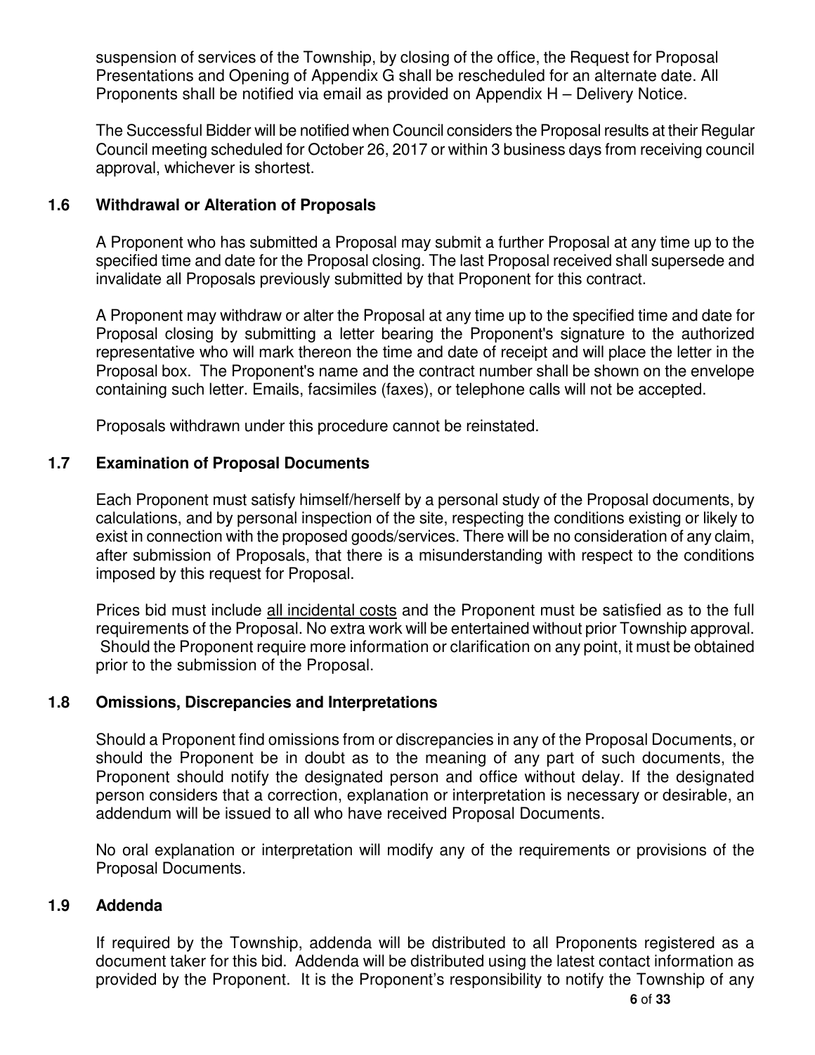suspension of services of the Township, by closing of the office, the Request for Proposal Presentations and Opening of Appendix G shall be rescheduled for an alternate date. All Proponents shall be notified via email as provided on Appendix H – Delivery Notice.

The Successful Bidder will be notified when Council considers the Proposal results at their Regular Council meeting scheduled for October 26, 2017 or within 3 business days from receiving council approval, whichever is shortest.

### 1.6 Withdrawal or Alteration of Proposals

A Proponent who has submitted a Proposal may submit a further Proposal at any time up to the specified time and date for the Proposal closing. The last Proposal received shall supersede and invalidate all Proposals previously submitted by that Proponent for this contract.

A Proponent may withdraw or alter the Proposal at any time up to the specified time and date for Proposal closing by submitting a letter bearing the Proponent's signature to the authorized representative who will mark thereon the time and date of receipt and will place the letter in the Proposal box. The Proponent's name and the contract number shall be shown on the envelope containing such letter. Emails, facsimiles (faxes), or telephone calls will not be accepted.

Proposals withdrawn under this procedure cannot be reinstated.

### 1.7 Examination of Proposal Documents

Each Proponent must satisfy himself/herself by a personal study of the Proposal documents, by calculations, and by personal inspection of the site, respecting the conditions existing or likely to exist in connection with the proposed goods/services. There will be no consideration of any claim, after submission of Proposals, that there is a misunderstanding with respect to the conditions imposed by this request for Proposal.

Prices bid must include all incidental costs and the Proponent must be satisfied as to the full requirements of the Proposal. No extra work will be entertained without prior Township approval. Should the Proponent require more information or clarification on any point, it must be obtained prior to the submission of the Proposal.

### 1.8 Omissions, Discrepancies and Interpretations

Should a Proponent find omissions from or discrepancies in any of the Proposal Documents, or should the Proponent be in doubt as to the meaning of any part of such documents, the Proponent should notify the designated person and office without delay. If the designated person considers that a correction, explanation or interpretation is necessary or desirable, an addendum will be issued to all who have received Proposal Documents.

No oral explanation or interpretation will modify any of the requirements or provisions of the Proposal Documents.

### 1.9 Addenda

If required by the Township, addenda will be distributed to all Proponents registered as a document taker for this bid. Addenda will be distributed using the latest contact information as provided by the Proponent. It is the Proponent's responsibility to notify the Township of any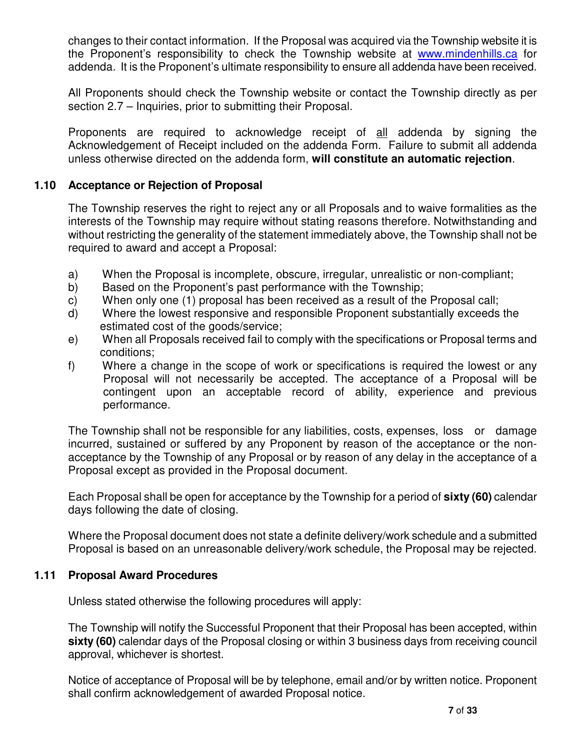changes to their contact information. If the Proposal was acquired via the Township website it is the Proponent's responsibility to check the Township website at www.mindenhills.ca for addenda. It is the Proponent's ultimate responsibility to ensure all addenda have been received.

All Proponents should check the Township website or contact the Township directly as per section 2.7 – Inquiries, prior to submitting their Proposal.

Proponents are required to acknowledge receipt of all addenda by signing the Acknowledgement of Receipt included on the addenda Form. Failure to submit all addenda unless otherwise directed on the addenda form, **will constitute an automatic rejection**.

### 1.10 Acceptance or Rejection of Proposal

The Township reserves the right to reject any or all Proposals and to waive formalities as the interests of the Township may require without stating reasons therefore. Notwithstanding and without restricting the generality of the statement immediately above, the Township shall not be required to award and accept a Proposal:

a) When the Proposal is incomplete, obscure, irregular, unrealistic or non-compliant;
b) Based on the Proponent's past performance with the Township;
c) When only one (1) proposal has been received as a result of the Proposal call;
d) Where the lowest responsive and responsible Proponent substantially exceeds the estimated cost of the goods/service;
e) When all Proposals received fail to comply with the specifications or Proposal terms and conditions;
f) Where a change in the scope of work or specifications is required the lowest or any Proposal will not necessarily be accepted. The acceptance of a Proposal will be contingent upon an acceptable record of ability, experience and previous performance.

The Township shall not be responsible for any liabilities, costs, expenses, loss or damage incurred, sustained or suffered by any Proponent by reason of the acceptance or the non-acceptance by the Township of any Proposal or by reason of any delay in the acceptance of a Proposal except as provided in the Proposal document.

Each Proposal shall be open for acceptance by the Township for a period of **sixty (60)** calendar days following the date of closing.

Where the Proposal document does not state a definite delivery/work schedule and a submitted Proposal is based on an unreasonable delivery/work schedule, the Proposal may be rejected.

### 1.11 Proposal Award Procedures

Unless stated otherwise the following procedures will apply:

The Township will notify the Successful Proponent that their Proposal has been accepted, within **sixty (60)** calendar days of the Proposal closing or within 3 business days from receiving council approval, whichever is shortest.

Notice of acceptance of Proposal will be by telephone, email and/or by written notice. Proponent shall confirm acknowledgement of awarded Proposal notice.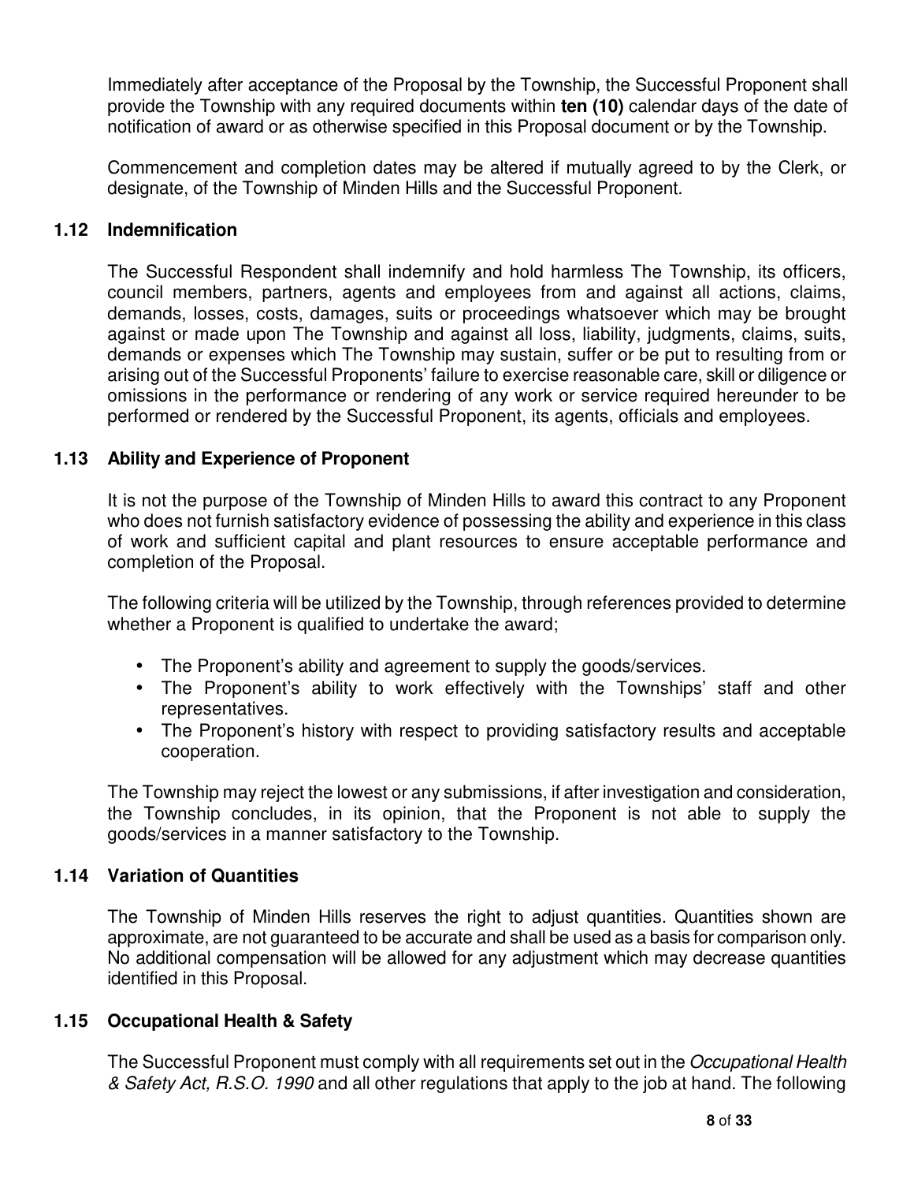Immediately after acceptance of the Proposal by the Township, the Successful Proponent shall provide the Township with any required documents within **ten (10)** calendar days of the date of notification of award or as otherwise specified in this Proposal document or by the Township.

Commencement and completion dates may be altered if mutually agreed to by the Clerk, or designate, of the Township of Minden Hills and the Successful Proponent.

### 1.12 Indemnification

The Successful Respondent shall indemnify and hold harmless The Township, its officers, council members, partners, agents and employees from and against all actions, claims, demands, losses, costs, damages, suits or proceedings whatsoever which may be brought against or made upon The Township and against all loss, liability, judgments, claims, suits, demands or expenses which The Township may sustain, suffer or be put to resulting from or arising out of the Successful Proponents' failure to exercise reasonable care, skill or diligence or omissions in the performance or rendering of any work or service required hereunder to be performed or rendered by the Successful Proponent, its agents, officials and employees.

### 1.13 Ability and Experience of Proponent

It is not the purpose of the Township of Minden Hills to award this contract to any Proponent who does not furnish satisfactory evidence of possessing the ability and experience in this class of work and sufficient capital and plant resources to ensure acceptable performance and completion of the Proposal.

The following criteria will be utilized by the Township, through references provided to determine whether a Proponent is qualified to undertake the award;

- The Proponent's ability and agreement to supply the goods/services.
- The Proponent's ability to work effectively with the Townships' staff and other representatives.
- The Proponent's history with respect to providing satisfactory results and acceptable cooperation.

The Township may reject the lowest or any submissions, if after investigation and consideration, the Township concludes, in its opinion, that the Proponent is not able to supply the goods/services in a manner satisfactory to the Township.

### 1.14 Variation of Quantities

The Township of Minden Hills reserves the right to adjust quantities. Quantities shown are approximate, are not guaranteed to be accurate and shall be used as a basis for comparison only. No additional compensation will be allowed for any adjustment which may decrease quantities identified in this Proposal.

### 1.15 Occupational Health & Safety

The Successful Proponent must comply with all requirements set out in the *Occupational Health & Safety Act, R.S.O. 1990* and all other regulations that apply to the job at hand. The following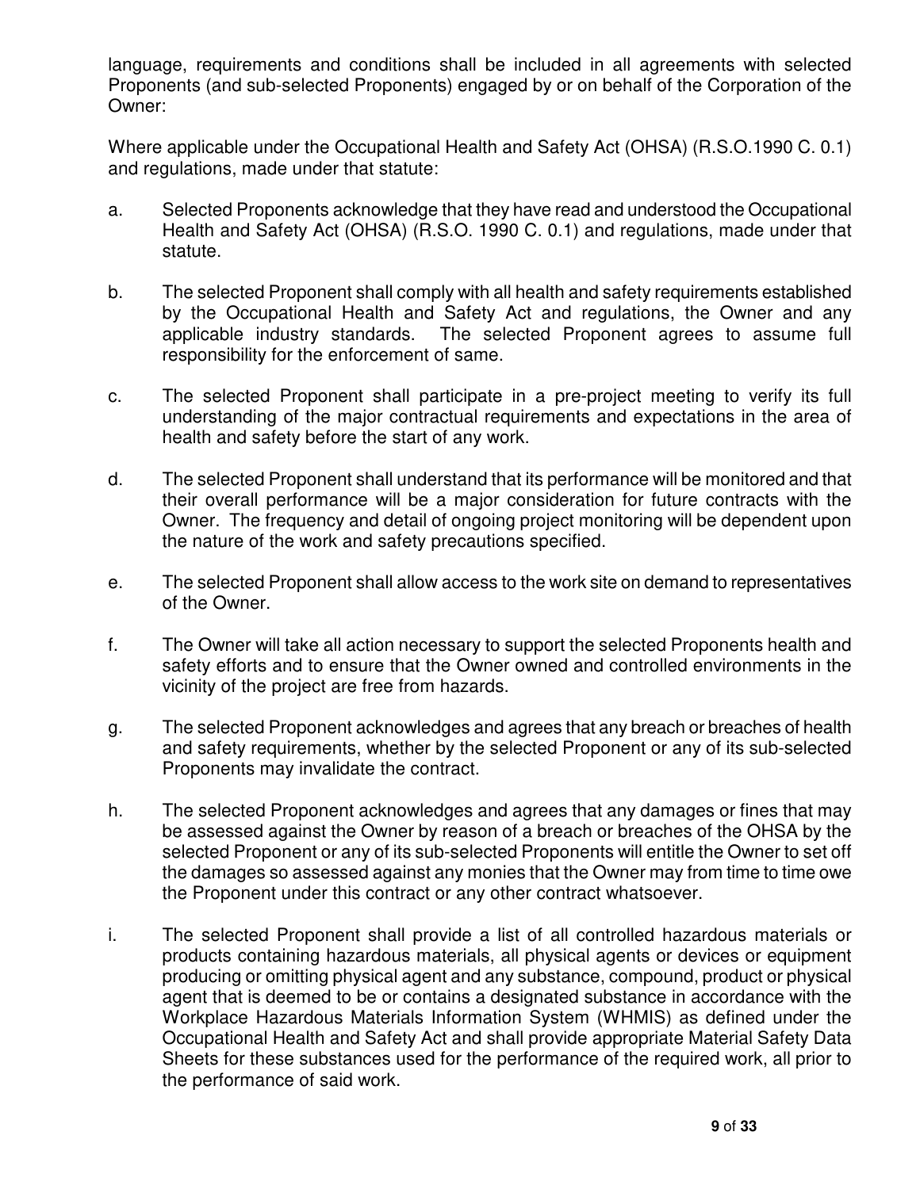language, requirements and conditions shall be included in all agreements with selected Proponents (and sub-selected Proponents) engaged by or on behalf of the Corporation of the Owner:

Where applicable under the Occupational Health and Safety Act (OHSA) (R.S.O.1990 C. 0.1) and regulations, made under that statute:

a. Selected Proponents acknowledge that they have read and understood the Occupational Health and Safety Act (OHSA) (R.S.O. 1990 C. 0.1) and regulations, made under that statute.

b. The selected Proponent shall comply with all health and safety requirements established by the Occupational Health and Safety Act and regulations, the Owner and any applicable industry standards. The selected Proponent agrees to assume full responsibility for the enforcement of same.

c. The selected Proponent shall participate in a pre-project meeting to verify its full understanding of the major contractual requirements and expectations in the area of health and safety before the start of any work.

d. The selected Proponent shall understand that its performance will be monitored and that their overall performance will be a major consideration for future contracts with the Owner. The frequency and detail of ongoing project monitoring will be dependent upon the nature of the work and safety precautions specified.

e. The selected Proponent shall allow access to the work site on demand to representatives of the Owner.

f. The Owner will take all action necessary to support the selected Proponents health and safety efforts and to ensure that the Owner owned and controlled environments in the vicinity of the project are free from hazards.

g. The selected Proponent acknowledges and agrees that any breach or breaches of health and safety requirements, whether by the selected Proponent or any of its sub-selected Proponents may invalidate the contract.

h. The selected Proponent acknowledges and agrees that any damages or fines that may be assessed against the Owner by reason of a breach or breaches of the OHSA by the selected Proponent or any of its sub-selected Proponents will entitle the Owner to set off the damages so assessed against any monies that the Owner may from time to time owe the Proponent under this contract or any other contract whatsoever.

i. The selected Proponent shall provide a list of all controlled hazardous materials or products containing hazardous materials, all physical agents or devices or equipment producing or omitting physical agent and any substance, compound, product or physical agent that is deemed to be or contains a designated substance in accordance with the Workplace Hazardous Materials Information System (WHMIS) as defined under the Occupational Health and Safety Act and shall provide appropriate Material Safety Data Sheets for these substances used for the performance of the required work, all prior to the performance of said work.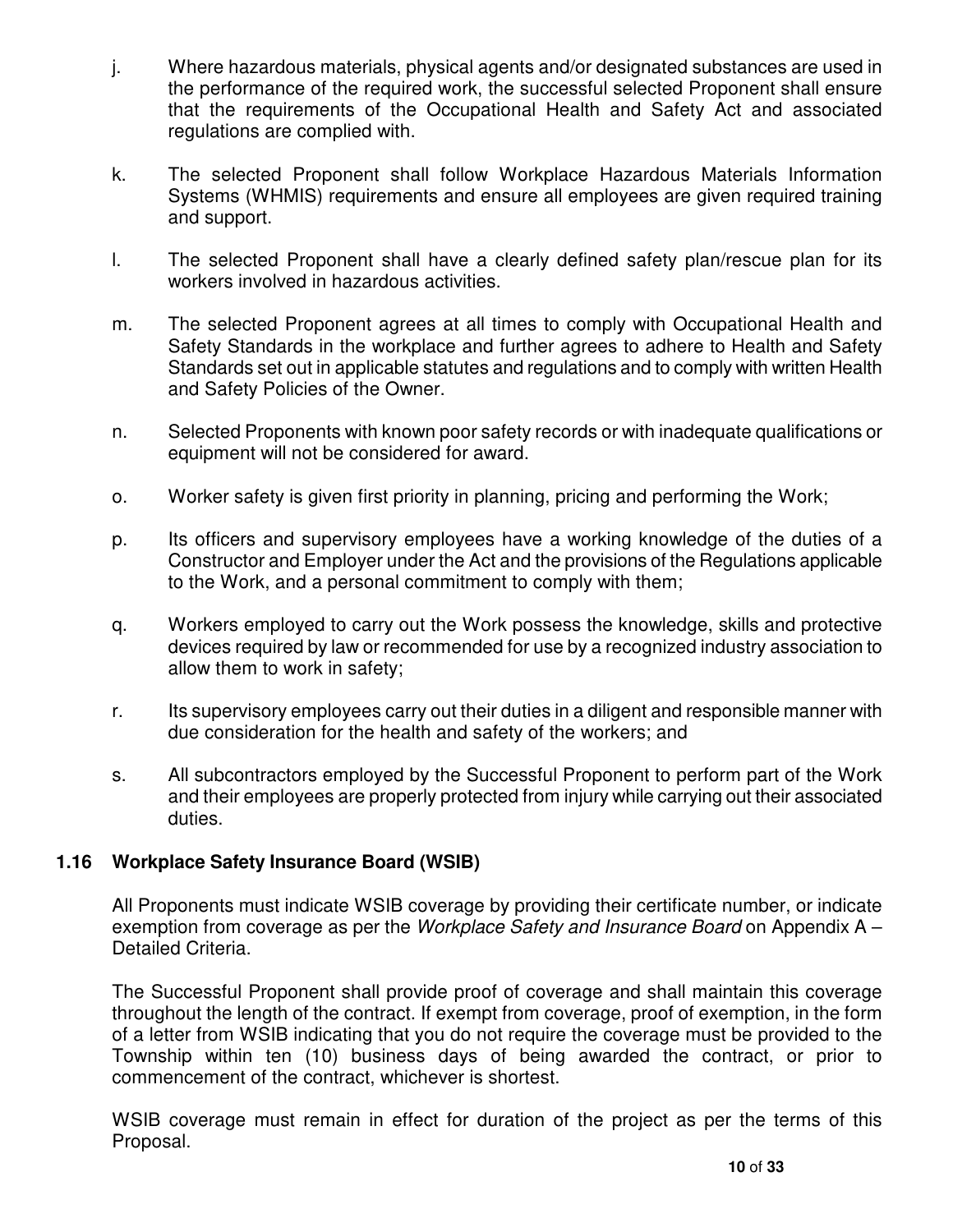j. Where hazardous materials, physical agents and/or designated substances are used in the performance of the required work, the successful selected Proponent shall ensure that the requirements of the Occupational Health and Safety Act and associated regulations are complied with.

k. The selected Proponent shall follow Workplace Hazardous Materials Information Systems (WHMIS) requirements and ensure all employees are given required training and support.

l. The selected Proponent shall have a clearly defined safety plan/rescue plan for its workers involved in hazardous activities.

m. The selected Proponent agrees at all times to comply with Occupational Health and Safety Standards in the workplace and further agrees to adhere to Health and Safety Standards set out in applicable statutes and regulations and to comply with written Health and Safety Policies of the Owner.

n. Selected Proponents with known poor safety records or with inadequate qualifications or equipment will not be considered for award.

o. Worker safety is given first priority in planning, pricing and performing the Work;

p. Its officers and supervisory employees have a working knowledge of the duties of a Constructor and Employer under the Act and the provisions of the Regulations applicable to the Work, and a personal commitment to comply with them;

q. Workers employed to carry out the Work possess the knowledge, skills and protective devices required by law or recommended for use by a recognized industry association to allow them to work in safety;

r. Its supervisory employees carry out their duties in a diligent and responsible manner with due consideration for the health and safety of the workers; and

s. All subcontractors employed by the Successful Proponent to perform part of the Work and their employees are properly protected from injury while carrying out their associated duties.

### 1.16 Workplace Safety Insurance Board (WSIB)

All Proponents must indicate WSIB coverage by providing their certificate number, or indicate exemption from coverage as per the *Workplace Safety and Insurance Board* on Appendix A – Detailed Criteria.

The Successful Proponent shall provide proof of coverage and shall maintain this coverage throughout the length of the contract. If exempt from coverage, proof of exemption, in the form of a letter from WSIB indicating that you do not require the coverage must be provided to the Township within ten (10) business days of being awarded the contract, or prior to commencement of the contract, whichever is shortest.

WSIB coverage must remain in effect for duration of the project as per the terms of this Proposal.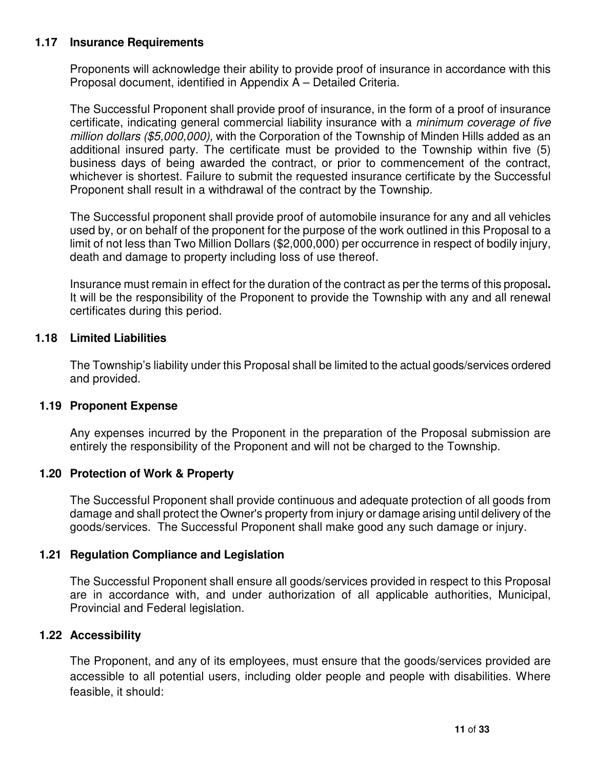### 1.17 Insurance Requirements

Proponents will acknowledge their ability to provide proof of insurance in accordance with this Proposal document, identified in Appendix A – Detailed Criteria.

The Successful Proponent shall provide proof of insurance, in the form of a proof of insurance certificate, indicating general commercial liability insurance with a *minimum coverage of five million dollars ($5,000,000),* with the Corporation of the Township of Minden Hills added as an additional insured party. The certificate must be provided to the Township within five (5) business days of being awarded the contract, or prior to commencement of the contract, whichever is shortest. Failure to submit the requested insurance certificate by the Successful Proponent shall result in a withdrawal of the contract by the Township.

The Successful proponent shall provide proof of automobile insurance for any and all vehicles used by, or on behalf of the proponent for the purpose of the work outlined in this Proposal to a limit of not less than Two Million Dollars ($2,000,000) per occurrence in respect of bodily injury, death and damage to property including loss of use thereof.

Insurance must remain in effect for the duration of the contract as per the terms of this proposal**.** It will be the responsibility of the Proponent to provide the Township with any and all renewal certificates during this period.

### 1.18 Limited Liabilities

The Township's liability under this Proposal shall be limited to the actual goods/services ordered and provided.

### 1.19 Proponent Expense

Any expenses incurred by the Proponent in the preparation of the Proposal submission are entirely the responsibility of the Proponent and will not be charged to the Township.

### 1.20 Protection of Work & Property

The Successful Proponent shall provide continuous and adequate protection of all goods from damage and shall protect the Owner's property from injury or damage arising until delivery of the goods/services. The Successful Proponent shall make good any such damage or injury.

### 1.21 Regulation Compliance and Legislation

The Successful Proponent shall ensure all goods/services provided in respect to this Proposal are in accordance with, and under authorization of all applicable authorities, Municipal, Provincial and Federal legislation.

### 1.22 Accessibility

The Proponent, and any of its employees, must ensure that the goods/services provided are accessible to all potential users, including older people and people with disabilities. Where feasible, it should: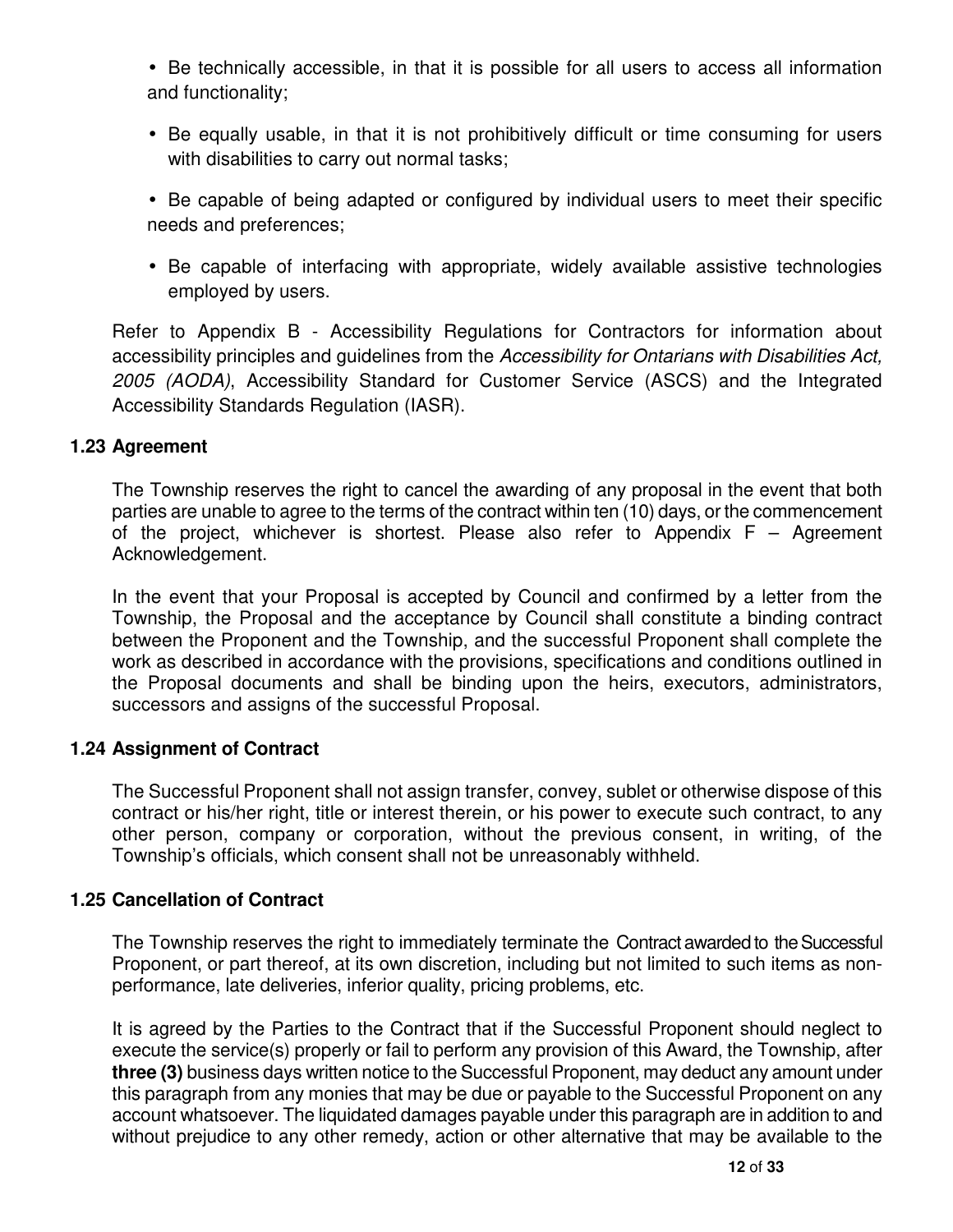- Be technically accessible, in that it is possible for all users to access all information and functionality;
- Be equally usable, in that it is not prohibitively difficult or time consuming for users with disabilities to carry out normal tasks;
- Be capable of being adapted or configured by individual users to meet their specific needs and preferences;
- Be capable of interfacing with appropriate, widely available assistive technologies employed by users.

Refer to Appendix B - Accessibility Regulations for Contractors for information about accessibility principles and guidelines from the *Accessibility for Ontarians with Disabilities Act, 2005 (AODA)*, Accessibility Standard for Customer Service (ASCS) and the Integrated Accessibility Standards Regulation (IASR).

### 1.23 Agreement

The Township reserves the right to cancel the awarding of any proposal in the event that both parties are unable to agree to the terms of the contract within ten (10) days, or the commencement of the project, whichever is shortest. Please also refer to Appendix F – Agreement Acknowledgement.

In the event that your Proposal is accepted by Council and confirmed by a letter from the Township, the Proposal and the acceptance by Council shall constitute a binding contract between the Proponent and the Township, and the successful Proponent shall complete the work as described in accordance with the provisions, specifications and conditions outlined in the Proposal documents and shall be binding upon the heirs, executors, administrators, successors and assigns of the successful Proposal.

### 1.24 Assignment of Contract

The Successful Proponent shall not assign transfer, convey, sublet or otherwise dispose of this contract or his/her right, title or interest therein, or his power to execute such contract, to any other person, company or corporation, without the previous consent, in writing, of the Township's officials, which consent shall not be unreasonably withheld.

### 1.25 Cancellation of Contract

The Township reserves the right to immediately terminate the Contract awarded to the Successful Proponent, or part thereof, at its own discretion, including but not limited to such items as non-performance, late deliveries, inferior quality, pricing problems, etc.

It is agreed by the Parties to the Contract that if the Successful Proponent should neglect to execute the service(s) properly or fail to perform any provision of this Award, the Township, after **three (3)** business days written notice to the Successful Proponent, may deduct any amount under this paragraph from any monies that may be due or payable to the Successful Proponent on any account whatsoever. The liquidated damages payable under this paragraph are in addition to and without prejudice to any other remedy, action or other alternative that may be available to the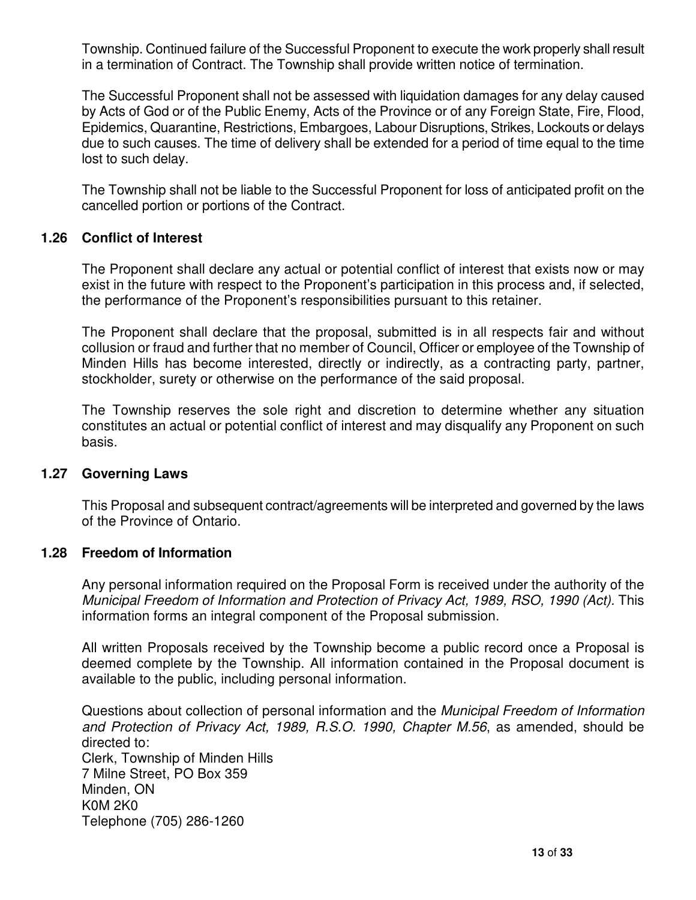Township. Continued failure of the Successful Proponent to execute the work properly shall result in a termination of Contract. The Township shall provide written notice of termination.

The Successful Proponent shall not be assessed with liquidation damages for any delay caused by Acts of God or of the Public Enemy, Acts of the Province or of any Foreign State, Fire, Flood, Epidemics, Quarantine, Restrictions, Embargoes, Labour Disruptions, Strikes, Lockouts or delays due to such causes. The time of delivery shall be extended for a period of time equal to the time lost to such delay.

The Township shall not be liable to the Successful Proponent for loss of anticipated profit on the cancelled portion or portions of the Contract.

### 1.26 Conflict of Interest

The Proponent shall declare any actual or potential conflict of interest that exists now or may exist in the future with respect to the Proponent's participation in this process and, if selected, the performance of the Proponent's responsibilities pursuant to this retainer.

The Proponent shall declare that the proposal, submitted is in all respects fair and without collusion or fraud and further that no member of Council, Officer or employee of the Township of Minden Hills has become interested, directly or indirectly, as a contracting party, partner, stockholder, surety or otherwise on the performance of the said proposal.

The Township reserves the sole right and discretion to determine whether any situation constitutes an actual or potential conflict of interest and may disqualify any Proponent on such basis.

### 1.27 Governing Laws

This Proposal and subsequent contract/agreements will be interpreted and governed by the laws of the Province of Ontario.

### 1.28 Freedom of Information

Any personal information required on the Proposal Form is received under the authority of the *Municipal Freedom of Information and Protection of Privacy Act, 1989, RSO, 1990 (Act).* This information forms an integral component of the Proposal submission.

All written Proposals received by the Township become a public record once a Proposal is deemed complete by the Township. All information contained in the Proposal document is available to the public, including personal information.

Questions about collection of personal information and the *Municipal Freedom of Information and Protection of Privacy Act, 1989, R.S.O. 1990, Chapter M.56*, as amended, should be directed to:
Clerk, Township of Minden Hills
7 Milne Street, PO Box 359
Minden, ON
K0M 2K0
Telephone (705) 286-1260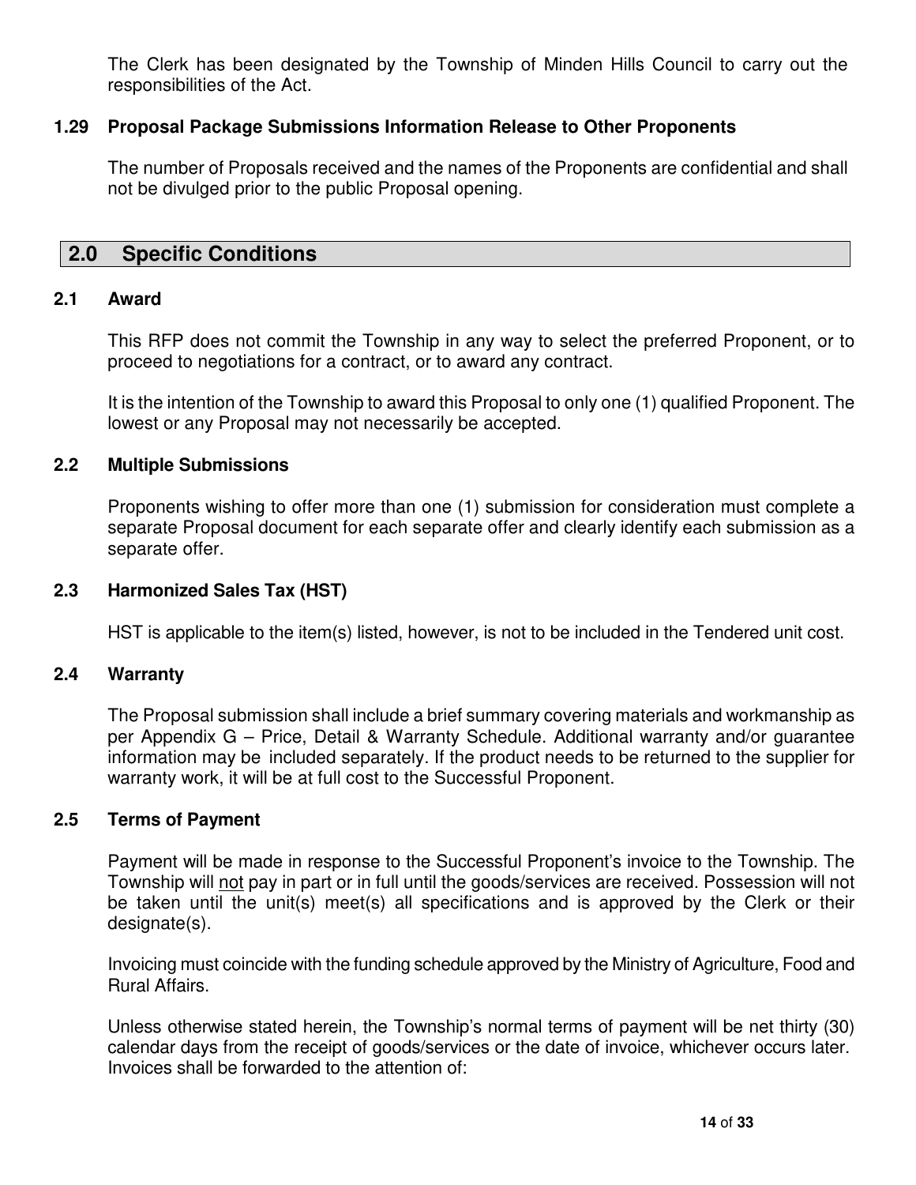The Clerk has been designated by the Township of Minden Hills Council to carry out the responsibilities of the Act.

### 1.29 Proposal Package Submissions Information Release to Other Proponents

The number of Proposals received and the names of the Proponents are confidential and shall not be divulged prior to the public Proposal opening.

## 2.0 Specific Conditions

### 2.1 Award

This RFP does not commit the Township in any way to select the preferred Proponent, or to proceed to negotiations for a contract, or to award any contract.

It is the intention of the Township to award this Proposal to only one (1) qualified Proponent. The lowest or any Proposal may not necessarily be accepted.

### 2.2 Multiple Submissions

Proponents wishing to offer more than one (1) submission for consideration must complete a separate Proposal document for each separate offer and clearly identify each submission as a separate offer.

### 2.3 Harmonized Sales Tax (HST)

HST is applicable to the item(s) listed, however, is not to be included in the Tendered unit cost.

### 2.4 Warranty

The Proposal submission shall include a brief summary covering materials and workmanship as per Appendix G – Price, Detail & Warranty Schedule. Additional warranty and/or guarantee information may be included separately. If the product needs to be returned to the supplier for warranty work, it will be at full cost to the Successful Proponent.

### 2.5 Terms of Payment

Payment will be made in response to the Successful Proponent's invoice to the Township. The Township will <u>not</u> pay in part or in full until the goods/services are received. Possession will not be taken until the unit(s) meet(s) all specifications and is approved by the Clerk or their designate(s).

Invoicing must coincide with the funding schedule approved by the Ministry of Agriculture, Food and Rural Affairs.

Unless otherwise stated herein, the Township's normal terms of payment will be net thirty (30) calendar days from the receipt of goods/services or the date of invoice, whichever occurs later. Invoices shall be forwarded to the attention of: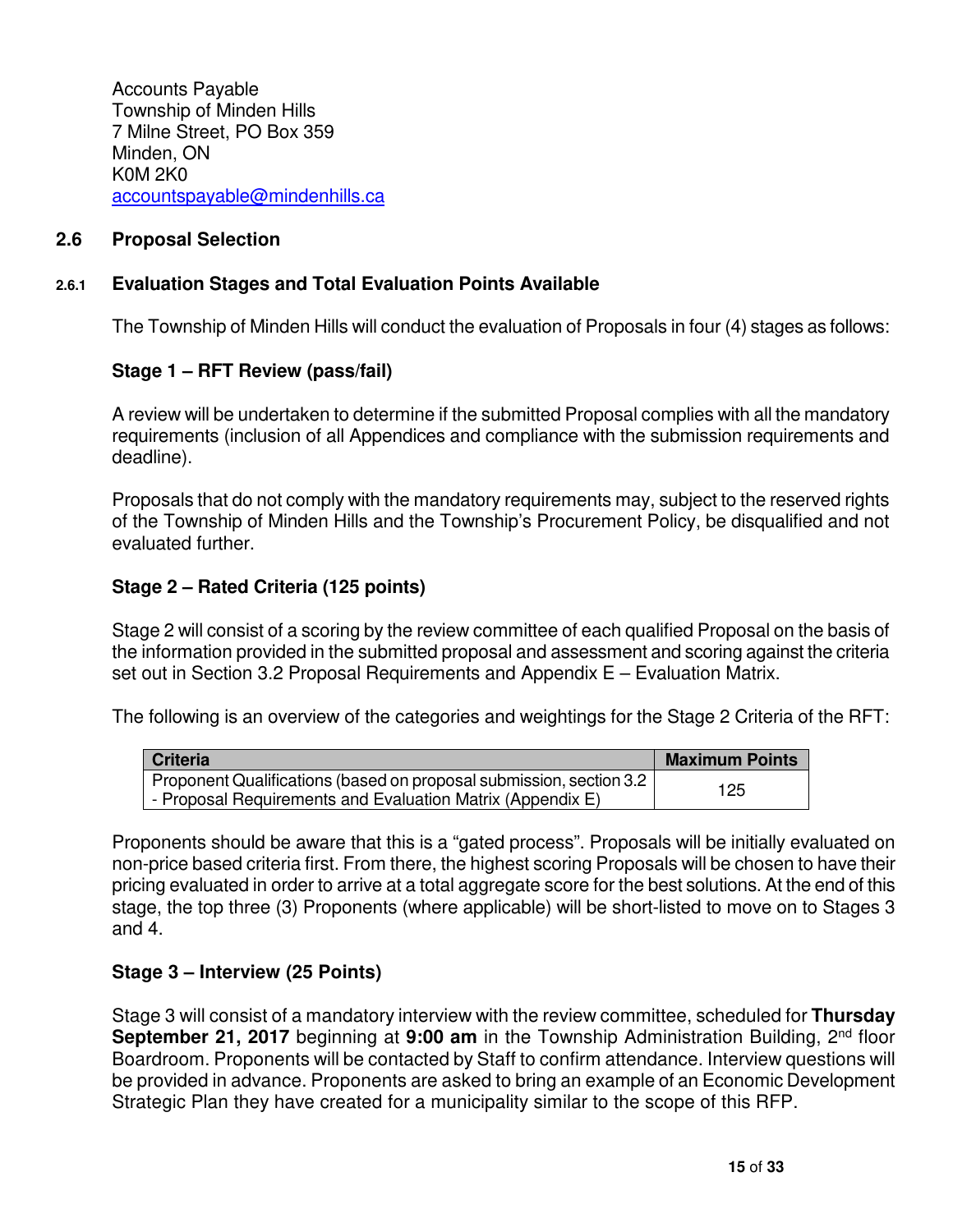Accounts Payable
Township of Minden Hills
7 Milne Street, PO Box 359
Minden, ON
K0M 2K0
accountspayable@mindenhills.ca

## 2.6 Proposal Selection

### 2.6.1 Evaluation Stages and Total Evaluation Points Available

The Township of Minden Hills will conduct the evaluation of Proposals in four (4) stages as follows:

**Stage 1 – RFT Review (pass/fail)**

A review will be undertaken to determine if the submitted Proposal complies with all the mandatory requirements (inclusion of all Appendices and compliance with the submission requirements and deadline).

Proposals that do not comply with the mandatory requirements may, subject to the reserved rights of the Township of Minden Hills and the Township's Procurement Policy, be disqualified and not evaluated further.

**Stage 2 – Rated Criteria (125 points)**

Stage 2 will consist of a scoring by the review committee of each qualified Proposal on the basis of the information provided in the submitted proposal and assessment and scoring against the criteria set out in Section 3.2 Proposal Requirements and Appendix E – Evaluation Matrix.

The following is an overview of the categories and weightings for the Stage 2 Criteria of the RFT:

| Criteria | Maximum Points |
|---|---|
| Proponent Qualifications (based on proposal submission, section 3.2 - Proposal Requirements and Evaluation Matrix (Appendix E) | 125 |

Proponents should be aware that this is a "gated process". Proposals will be initially evaluated on non-price based criteria first. From there, the highest scoring Proposals will be chosen to have their pricing evaluated in order to arrive at a total aggregate score for the best solutions. At the end of this stage, the top three (3) Proponents (where applicable) will be short-listed to move on to Stages 3 and 4.

**Stage 3 – Interview (25 Points)**

Stage 3 will consist of a mandatory interview with the review committee, scheduled for **Thursday September 21, 2017** beginning at **9:00 am** in the Township Administration Building, 2nd floor Boardroom. Proponents will be contacted by Staff to confirm attendance. Interview questions will be provided in advance. Proponents are asked to bring an example of an Economic Development Strategic Plan they have created for a municipality similar to the scope of this RFP.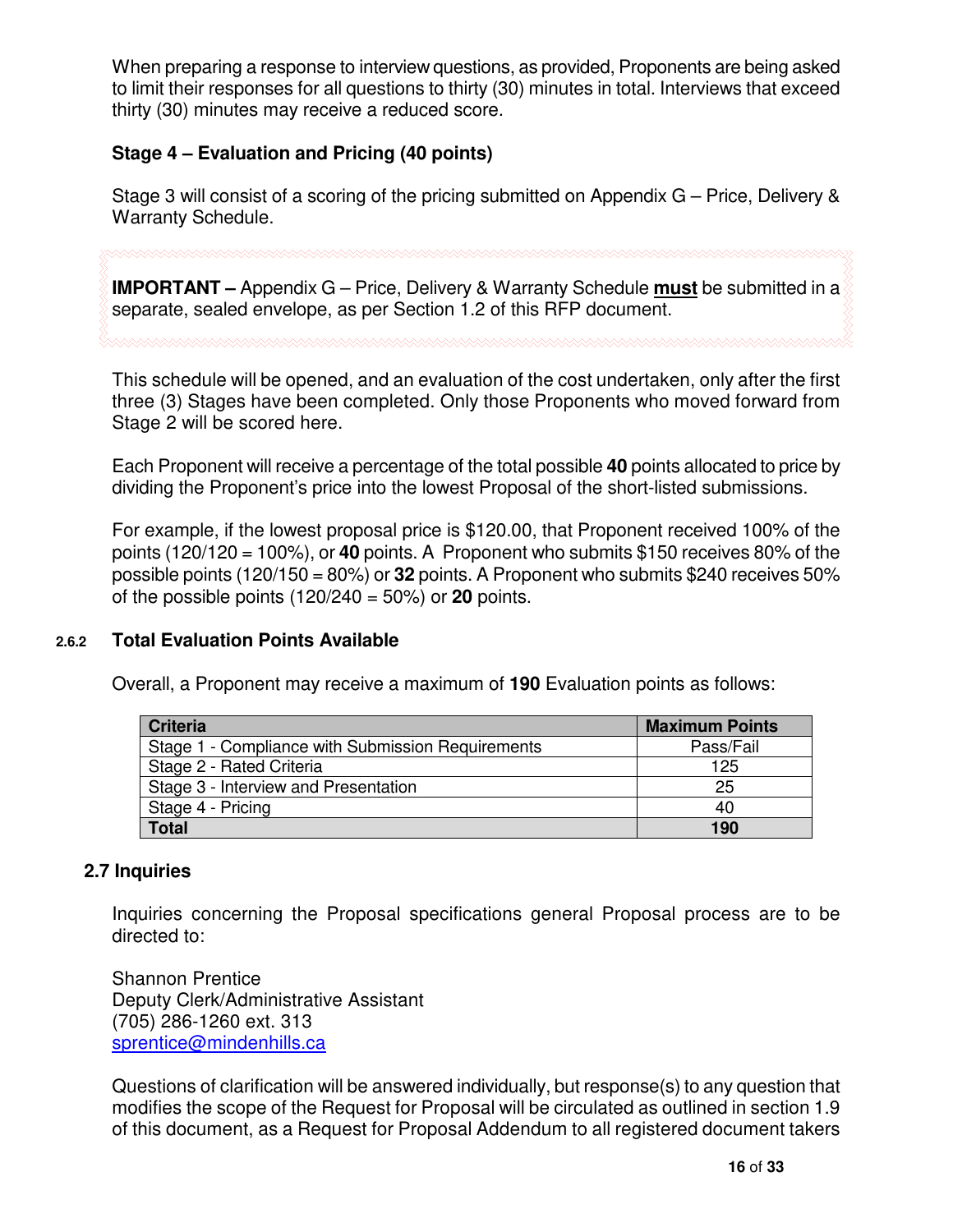When preparing a response to interview questions, as provided, Proponents are being asked to limit their responses for all questions to thirty (30) minutes in total. Interviews that exceed thirty (30) minutes may receive a reduced score.

**Stage 4 – Evaluation and Pricing (40 points)**

Stage 3 will consist of a scoring of the pricing submitted on Appendix G – Price, Delivery & Warranty Schedule.

**IMPORTANT –** Appendix G – Price, Delivery & Warranty Schedule **must** be submitted in a separate, sealed envelope, as per Section 1.2 of this RFP document.

This schedule will be opened, and an evaluation of the cost undertaken, only after the first three (3) Stages have been completed. Only those Proponents who moved forward from Stage 2 will be scored here.

Each Proponent will receive a percentage of the total possible **40** points allocated to price by dividing the Proponent's price into the lowest Proposal of the short-listed submissions.

For example, if the lowest proposal price is $120.00, that Proponent received 100% of the points (120/120 = 100%), or **40** points. A Proponent who submits $150 receives 80% of the possible points (120/150 = 80%) or **32** points. A Proponent who submits $240 receives 50% of the possible points (120/240 = 50%) or **20** points.

### 2.6.2 Total Evaluation Points Available

Overall, a Proponent may receive a maximum of **190** Evaluation points as follows:

| Criteria | Maximum Points |
|---|---|
| Stage 1 - Compliance with Submission Requirements | Pass/Fail |
| Stage 2 - Rated Criteria | 125 |
| Stage 3 - Interview and Presentation | 25 |
| Stage 4 - Pricing | 40 |
| **Total** | **190** |

## 2.7 Inquiries

Inquiries concerning the Proposal specifications general Proposal process are to be directed to:

Shannon Prentice
Deputy Clerk/Administrative Assistant
(705) 286-1260 ext. 313
sprentice@mindenhills.ca

Questions of clarification will be answered individually, but response(s) to any question that modifies the scope of the Request for Proposal will be circulated as outlined in section 1.9 of this document, as a Request for Proposal Addendum to all registered document takers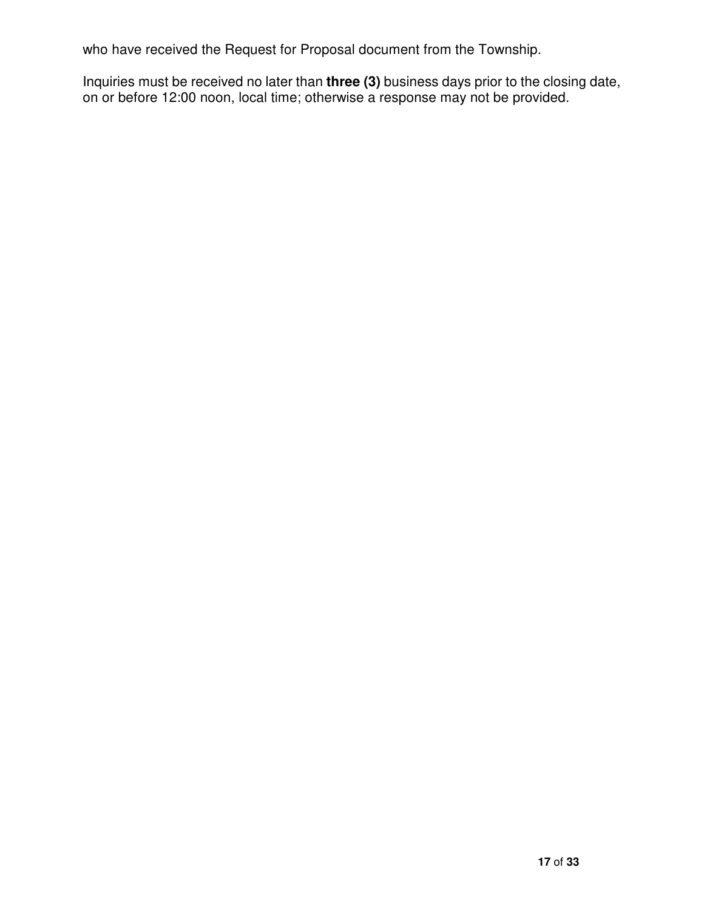who have received the Request for Proposal document from the Township.

Inquiries must be received no later than **three (3)** business days prior to the closing date, on or before 12:00 noon, local time; otherwise a response may not be provided.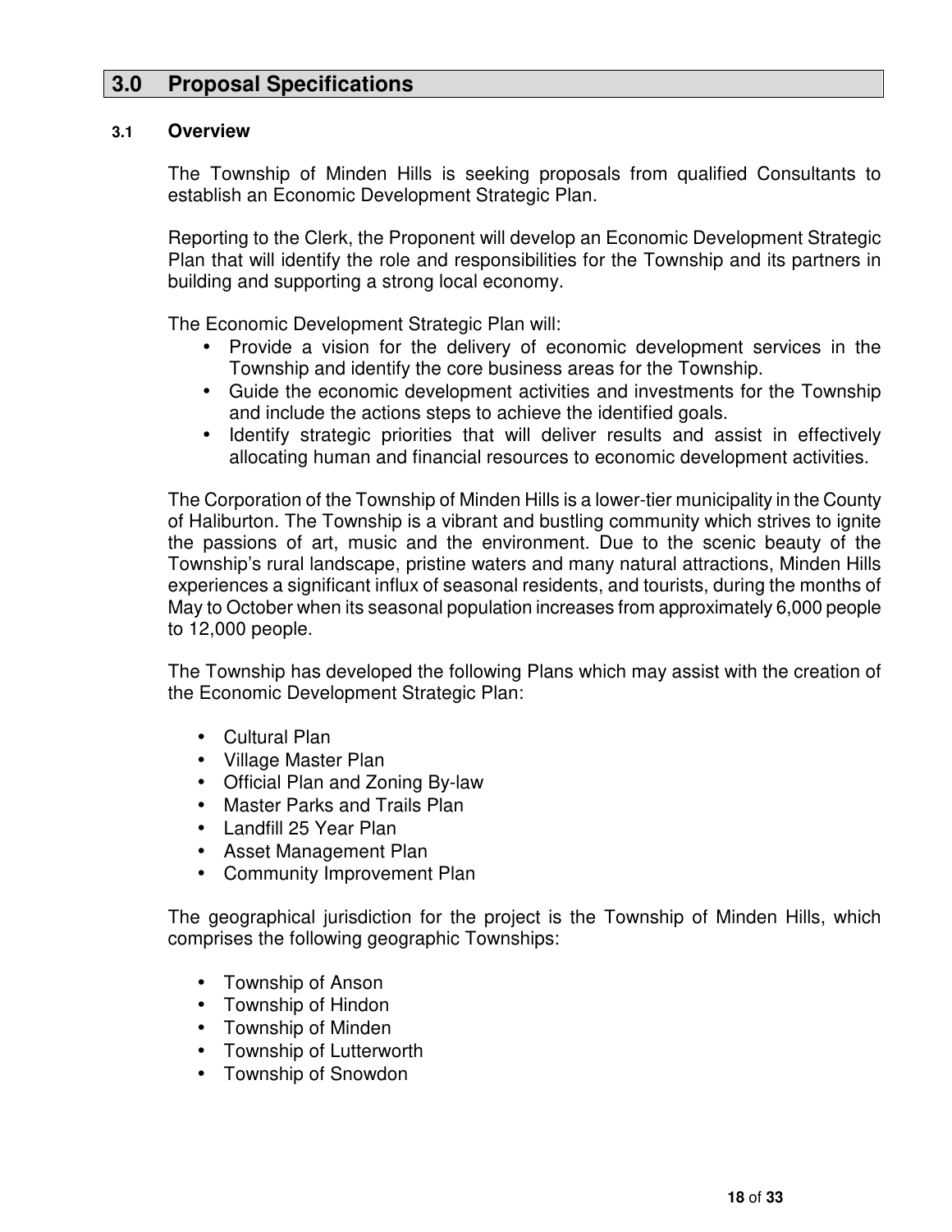# 3.0 Proposal Specifications

## 3.1 Overview

The Township of Minden Hills is seeking proposals from qualified Consultants to establish an Economic Development Strategic Plan.

Reporting to the Clerk, the Proponent will develop an Economic Development Strategic Plan that will identify the role and responsibilities for the Township and its partners in building and supporting a strong local economy.

The Economic Development Strategic Plan will:

- Provide a vision for the delivery of economic development services in the Township and identify the core business areas for the Township.
- Guide the economic development activities and investments for the Township and include the actions steps to achieve the identified goals.
- Identify strategic priorities that will deliver results and assist in effectively allocating human and financial resources to economic development activities.

The Corporation of the Township of Minden Hills is a lower-tier municipality in the County of Haliburton. The Township is a vibrant and bustling community which strives to ignite the passions of art, music and the environment. Due to the scenic beauty of the Township's rural landscape, pristine waters and many natural attractions, Minden Hills experiences a significant influx of seasonal residents, and tourists, during the months of May to October when its seasonal population increases from approximately 6,000 people to 12,000 people.

The Township has developed the following Plans which may assist with the creation of the Economic Development Strategic Plan:

- Cultural Plan
- Village Master Plan
- Official Plan and Zoning By-law
- Master Parks and Trails Plan
- Landfill 25 Year Plan
- Asset Management Plan
- Community Improvement Plan

The geographical jurisdiction for the project is the Township of Minden Hills, which comprises the following geographic Townships:

- Township of Anson
- Township of Hindon
- Township of Minden
- Township of Lutterworth
- Township of Snowdon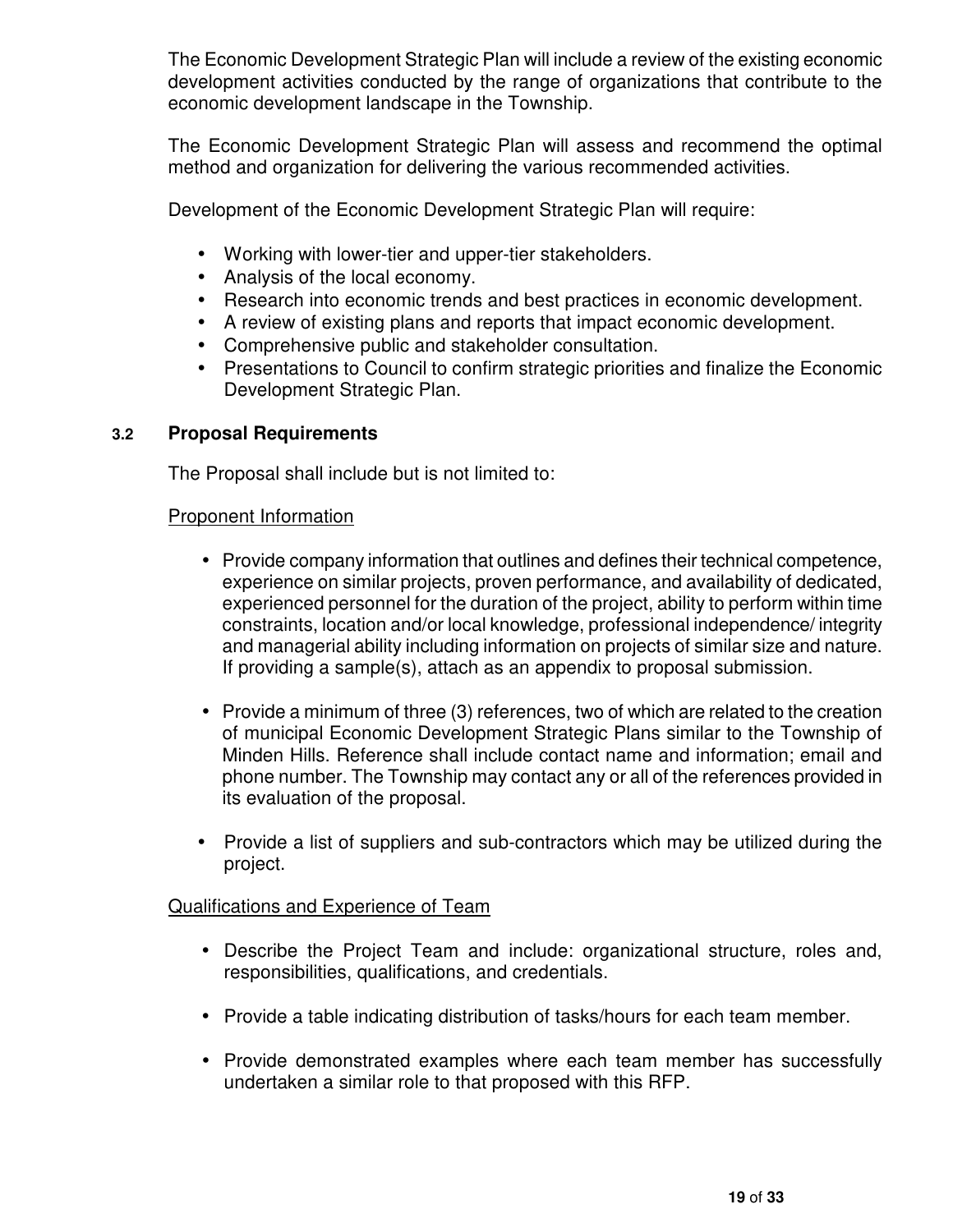The Economic Development Strategic Plan will include a review of the existing economic development activities conducted by the range of organizations that contribute to the economic development landscape in the Township.

The Economic Development Strategic Plan will assess and recommend the optimal method and organization for delivering the various recommended activities.

Development of the Economic Development Strategic Plan will require:

- Working with lower-tier and upper-tier stakeholders.
- Analysis of the local economy.
- Research into economic trends and best practices in economic development.
- A review of existing plans and reports that impact economic development.
- Comprehensive public and stakeholder consultation.
- Presentations to Council to confirm strategic priorities and finalize the Economic Development Strategic Plan.

### 3.2 Proposal Requirements

The Proposal shall include but is not limited to:

Proponent Information

- Provide company information that outlines and defines their technical competence, experience on similar projects, proven performance, and availability of dedicated, experienced personnel for the duration of the project, ability to perform within time constraints, location and/or local knowledge, professional independence/ integrity and managerial ability including information on projects of similar size and nature. If providing a sample(s), attach as an appendix to proposal submission.

- Provide a minimum of three (3) references, two of which are related to the creation of municipal Economic Development Strategic Plans similar to the Township of Minden Hills. Reference shall include contact name and information; email and phone number. The Township may contact any or all of the references provided in its evaluation of the proposal.

- Provide a list of suppliers and sub-contractors which may be utilized during the project.

Qualifications and Experience of Team

- Describe the Project Team and include: organizational structure, roles and, responsibilities, qualifications, and credentials.

- Provide a table indicating distribution of tasks/hours for each team member.

- Provide demonstrated examples where each team member has successfully undertaken a similar role to that proposed with this RFP.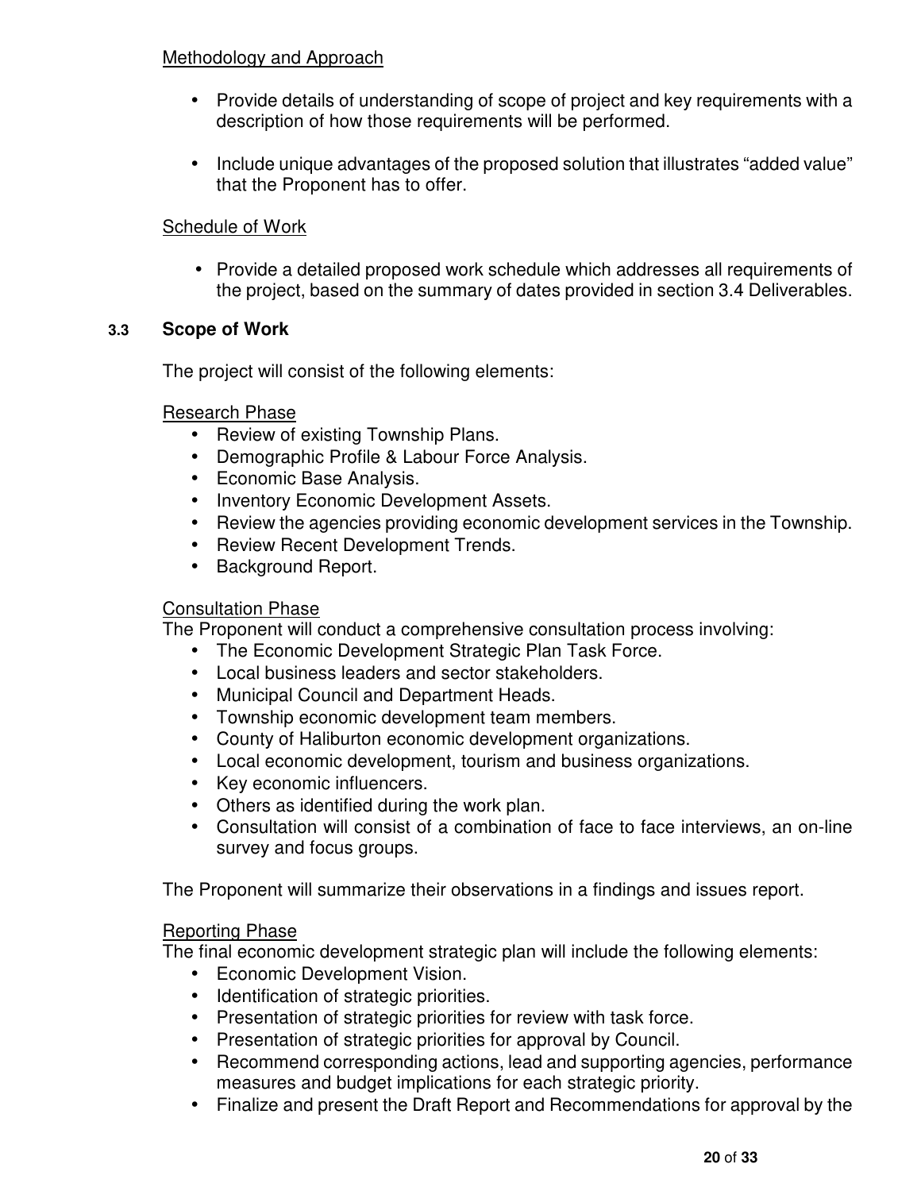Methodology and Approach

- Provide details of understanding of scope of project and key requirements with a description of how those requirements will be performed.

- Include unique advantages of the proposed solution that illustrates "added value" that the Proponent has to offer.

Schedule of Work

- Provide a detailed proposed work schedule which addresses all requirements of the project, based on the summary of dates provided in section 3.4 Deliverables.

### 3.3 Scope of Work

The project will consist of the following elements:

Research Phase

- Review of existing Township Plans.
- Demographic Profile & Labour Force Analysis.
- Economic Base Analysis.
- Inventory Economic Development Assets.
- Review the agencies providing economic development services in the Township.
- Review Recent Development Trends.
- Background Report.

Consultation Phase

The Proponent will conduct a comprehensive consultation process involving:

- The Economic Development Strategic Plan Task Force.
- Local business leaders and sector stakeholders.
- Municipal Council and Department Heads.
- Township economic development team members.
- County of Haliburton economic development organizations.
- Local economic development, tourism and business organizations.
- Key economic influencers.
- Others as identified during the work plan.
- Consultation will consist of a combination of face to face interviews, an on-line survey and focus groups.

The Proponent will summarize their observations in a findings and issues report.

Reporting Phase

The final economic development strategic plan will include the following elements:

- Economic Development Vision.
- Identification of strategic priorities.
- Presentation of strategic priorities for review with task force.
- Presentation of strategic priorities for approval by Council.
- Recommend corresponding actions, lead and supporting agencies, performance measures and budget implications for each strategic priority.
- Finalize and present the Draft Report and Recommendations for approval by the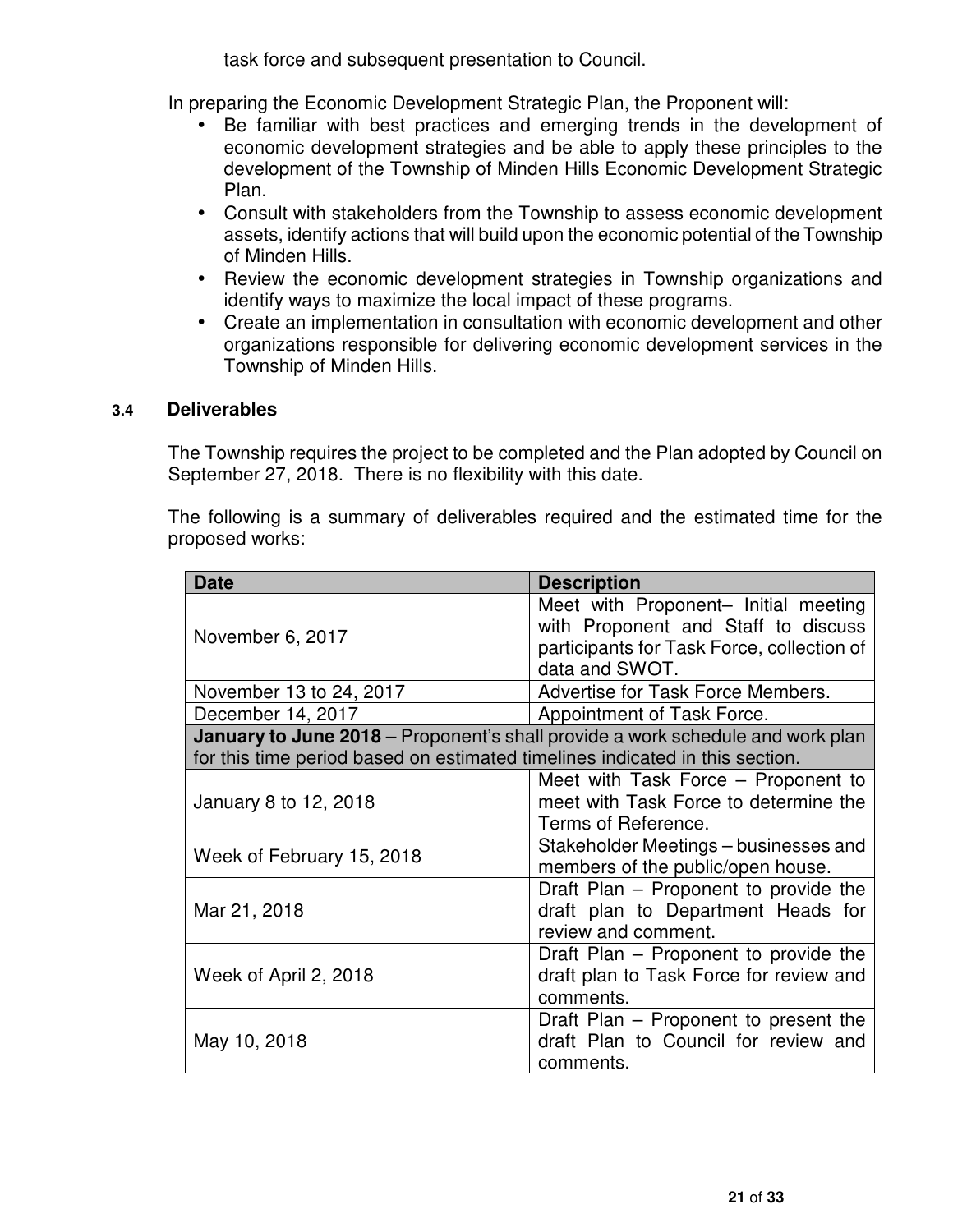task force and subsequent presentation to Council.

In preparing the Economic Development Strategic Plan, the Proponent will:

- Be familiar with best practices and emerging trends in the development of economic development strategies and be able to apply these principles to the development of the Township of Minden Hills Economic Development Strategic Plan.
- Consult with stakeholders from the Township to assess economic development assets, identify actions that will build upon the economic potential of the Township of Minden Hills.
- Review the economic development strategies in Township organizations and identify ways to maximize the local impact of these programs.
- Create an implementation in consultation with economic development and other organizations responsible for delivering economic development services in the Township of Minden Hills.

### 3.4 Deliverables

The Township requires the project to be completed and the Plan adopted by Council on September 27, 2018. There is no flexibility with this date.

The following is a summary of deliverables required and the estimated time for the proposed works:

| Date | Description |
|---|---|
| November 6, 2017 | Meet with Proponent– Initial meeting with Proponent and Staff to discuss participants for Task Force, collection of data and SWOT. |
| November 13 to 24, 2017 | Advertise for Task Force Members. |
| December 14, 2017 | Appointment of Task Force. |
| **January to June 2018** – Proponent's shall provide a work schedule and work plan for this time period based on estimated timelines indicated in this section. | |
| January 8 to 12, 2018 | Meet with Task Force – Proponent to meet with Task Force to determine the Terms of Reference. |
| Week of February 15, 2018 | Stakeholder Meetings – businesses and members of the public/open house. |
| Mar 21, 2018 | Draft Plan – Proponent to provide the draft plan to Department Heads for review and comment. |
| Week of April 2, 2018 | Draft Plan – Proponent to provide the draft plan to Task Force for review and comments. |
| May 10, 2018 | Draft Plan – Proponent to present the draft Plan to Council for review and comments. |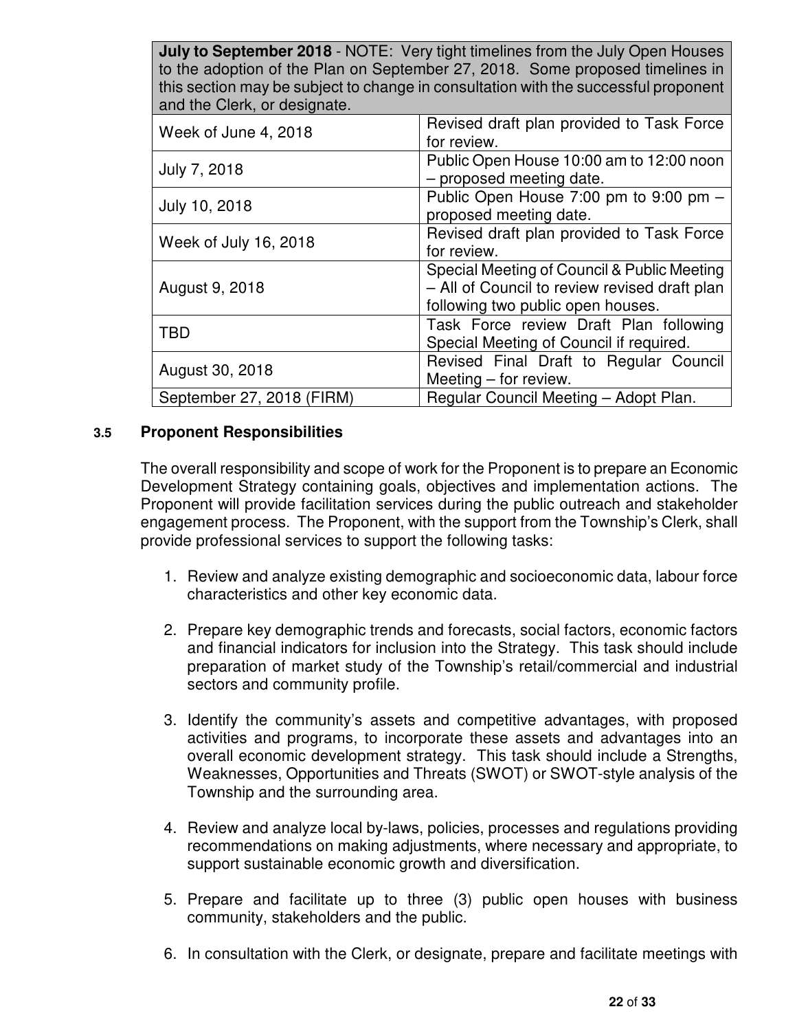| **July to September 2018** - NOTE: Very tight timelines from the July Open Houses to the adoption of the Plan on September 27, 2018. Some proposed timelines in this section may be subject to change in consultation with the successful proponent and the Clerk, or designate. | |
|---|---|
| Week of June 4, 2018 | Revised draft plan provided to Task Force for review. |
| July 7, 2018 | Public Open House 10:00 am to 12:00 noon – proposed meeting date. |
| July 10, 2018 | Public Open House 7:00 pm to 9:00 pm – proposed meeting date. |
| Week of July 16, 2018 | Revised draft plan provided to Task Force for review. |
| August 9, 2018 | Special Meeting of Council & Public Meeting – All of Council to review revised draft plan following two public open houses. |
| TBD | Task Force review Draft Plan following Special Meeting of Council if required. |
| August 30, 2018 | Revised Final Draft to Regular Council Meeting – for review. |
| September 27, 2018 (FIRM) | Regular Council Meeting – Adopt Plan. |

### 3.5 Proponent Responsibilities

The overall responsibility and scope of work for the Proponent is to prepare an Economic Development Strategy containing goals, objectives and implementation actions. The Proponent will provide facilitation services during the public outreach and stakeholder engagement process. The Proponent, with the support from the Township's Clerk, shall provide professional services to support the following tasks:

1. Review and analyze existing demographic and socioeconomic data, labour force characteristics and other key economic data.

2. Prepare key demographic trends and forecasts, social factors, economic factors and financial indicators for inclusion into the Strategy. This task should include preparation of market study of the Township's retail/commercial and industrial sectors and community profile.

3. Identify the community's assets and competitive advantages, with proposed activities and programs, to incorporate these assets and advantages into an overall economic development strategy. This task should include a Strengths, Weaknesses, Opportunities and Threats (SWOT) or SWOT-style analysis of the Township and the surrounding area.

4. Review and analyze local by-laws, policies, processes and regulations providing recommendations on making adjustments, where necessary and appropriate, to support sustainable economic growth and diversification.

5. Prepare and facilitate up to three (3) public open houses with business community, stakeholders and the public.

6. In consultation with the Clerk, or designate, prepare and facilitate meetings with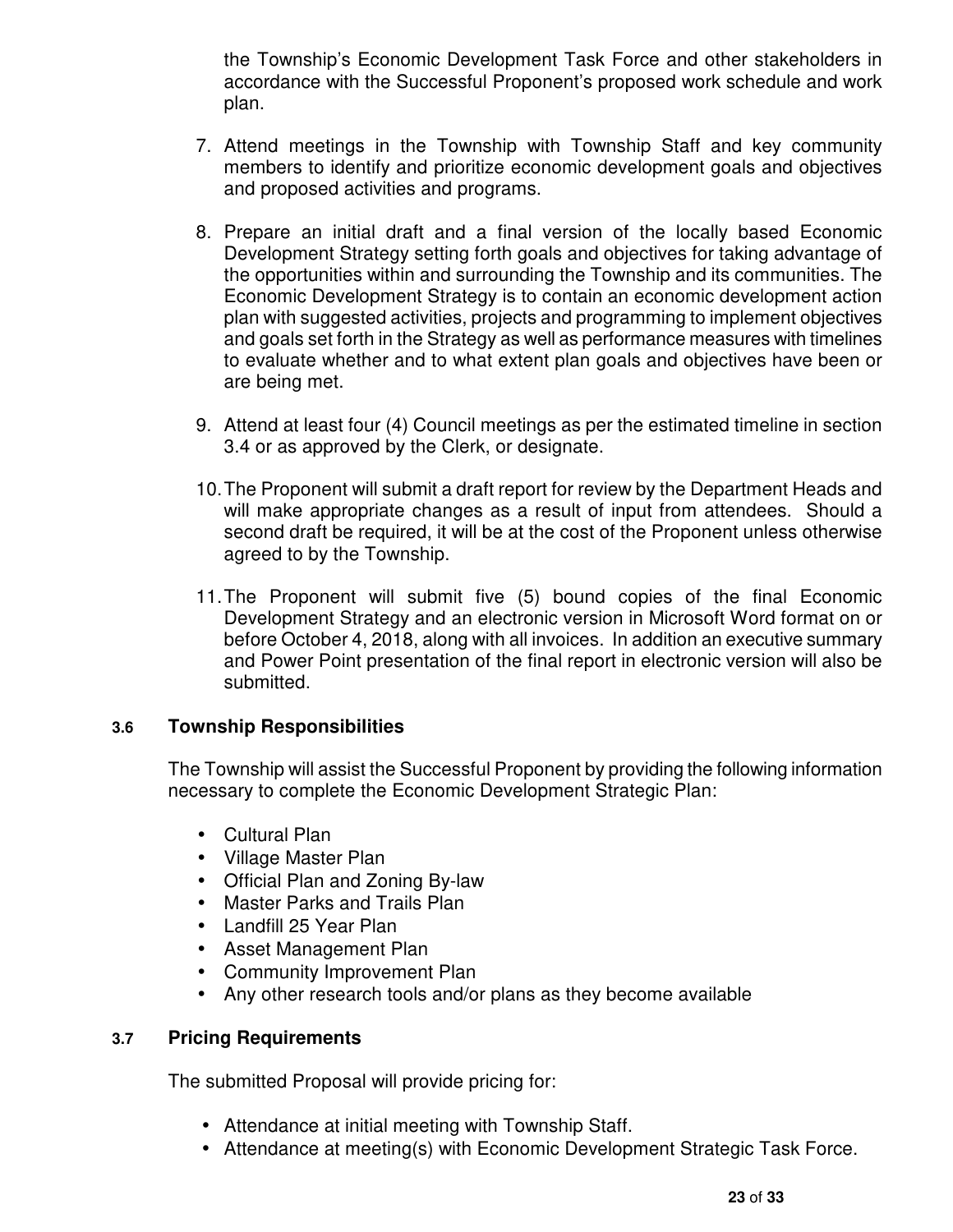the Township's Economic Development Task Force and other stakeholders in accordance with the Successful Proponent's proposed work schedule and work plan.

7. Attend meetings in the Township with Township Staff and key community members to identify and prioritize economic development goals and objectives and proposed activities and programs.

8. Prepare an initial draft and a final version of the locally based Economic Development Strategy setting forth goals and objectives for taking advantage of the opportunities within and surrounding the Township and its communities. The Economic Development Strategy is to contain an economic development action plan with suggested activities, projects and programming to implement objectives and goals set forth in the Strategy as well as performance measures with timelines to evaluate whether and to what extent plan goals and objectives have been or are being met.

9. Attend at least four (4) Council meetings as per the estimated timeline in section 3.4 or as approved by the Clerk, or designate.

10. The Proponent will submit a draft report for review by the Department Heads and will make appropriate changes as a result of input from attendees. Should a second draft be required, it will be at the cost of the Proponent unless otherwise agreed to by the Township.

11. The Proponent will submit five (5) bound copies of the final Economic Development Strategy and an electronic version in Microsoft Word format on or before October 4, 2018, along with all invoices. In addition an executive summary and Power Point presentation of the final report in electronic version will also be submitted.

### 3.6 Township Responsibilities

The Township will assist the Successful Proponent by providing the following information necessary to complete the Economic Development Strategic Plan:

- Cultural Plan
- Village Master Plan
- Official Plan and Zoning By-law
- Master Parks and Trails Plan
- Landfill 25 Year Plan
- Asset Management Plan
- Community Improvement Plan
- Any other research tools and/or plans as they become available

### 3.7 Pricing Requirements

The submitted Proposal will provide pricing for:

- Attendance at initial meeting with Township Staff.
- Attendance at meeting(s) with Economic Development Strategic Task Force.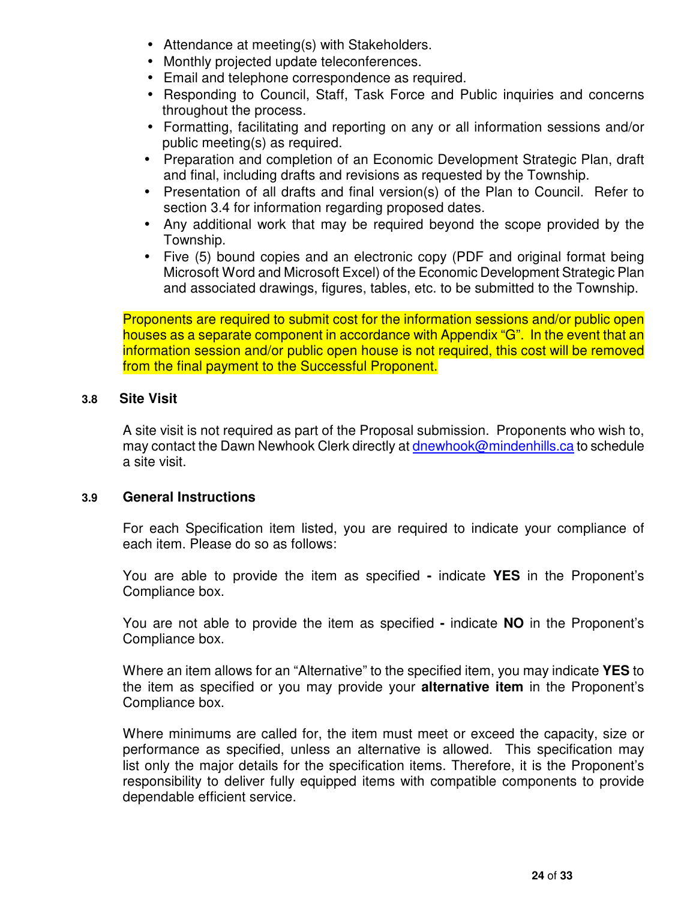- Attendance at meeting(s) with Stakeholders.
- Monthly projected update teleconferences.
- Email and telephone correspondence as required.
- Responding to Council, Staff, Task Force and Public inquiries and concerns throughout the process.
- Formatting, facilitating and reporting on any or all information sessions and/or public meeting(s) as required.
- Preparation and completion of an Economic Development Strategic Plan, draft and final, including drafts and revisions as requested by the Township.
- Presentation of all drafts and final version(s) of the Plan to Council. Refer to section 3.4 for information regarding proposed dates.
- Any additional work that may be required beyond the scope provided by the Township.
- Five (5) bound copies and an electronic copy (PDF and original format being Microsoft Word and Microsoft Excel) of the Economic Development Strategic Plan and associated drawings, figures, tables, etc. to be submitted to the Township.

Proponents are required to submit cost for the information sessions and/or public open houses as a separate component in accordance with Appendix "G". In the event that an information session and/or public open house is not required, this cost will be removed from the final payment to the Successful Proponent.

### 3.8 Site Visit

A site visit is not required as part of the Proposal submission. Proponents who wish to, may contact the Dawn Newhook Clerk directly at dnewhook@mindenhills.ca to schedule a site visit.

### 3.9 General Instructions

For each Specification item listed, you are required to indicate your compliance of each item. Please do so as follows:

You are able to provide the item as specified **-** indicate **YES** in the Proponent's Compliance box.

You are not able to provide the item as specified **-** indicate **NO** in the Proponent's Compliance box.

Where an item allows for an "Alternative" to the specified item, you may indicate **YES** to the item as specified or you may provide your **alternative item** in the Proponent's Compliance box.

Where minimums are called for, the item must meet or exceed the capacity, size or performance as specified, unless an alternative is allowed. This specification may list only the major details for the specification items. Therefore, it is the Proponent's responsibility to deliver fully equipped items with compatible components to provide dependable efficient service.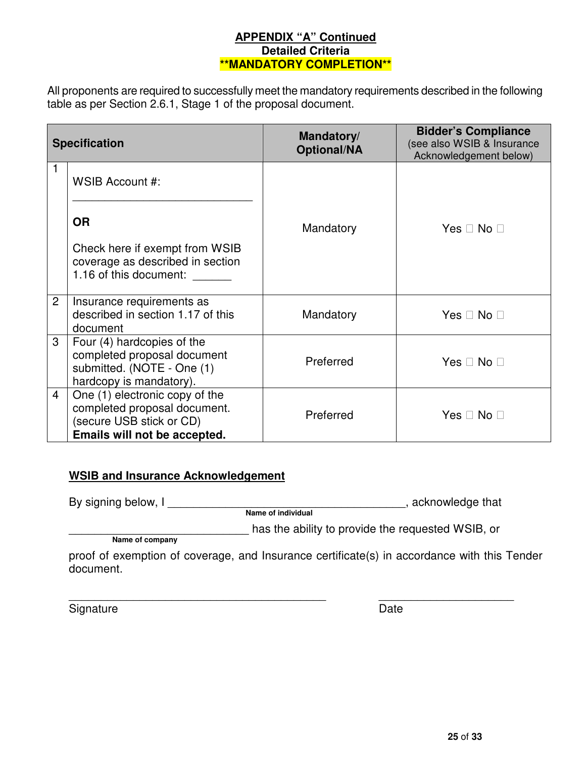## APPENDIX "A" Continued
### Detailed Criteria
### **MANDATORY COMPLETION**

All proponents are required to successfully meet the mandatory requirements described in the following table as per Section 2.6.1, Stage 1 of the proposal document.

| | Specification | Mandatory/ Optional/NA | Bidder's Compliance (see also WSIB & Insurance Acknowledgement below) |
|---|---|---|---|
| 1 | WSIB Account #: ______________________________ **OR** Check here if exempt from WSIB coverage as described in section 1.16 of this document: ______ | Mandatory | Yes ☐ No ☐ |
| 2 | Insurance requirements as described in section 1.17 of this document | Mandatory | Yes ☐ No ☐ |
| 3 | Four (4) hardcopies of the completed proposal document submitted. (NOTE - One (1) hardcopy is mandatory). | Preferred | Yes ☐ No ☐ |
| 4 | One (1) electronic copy of the completed proposal document. (secure USB stick or CD) **Emails will not be accepted.** | Preferred | Yes ☐ No ☐ |

**WSIB and Insurance Acknowledgement**

By signing below, I ______________________________________, acknowledge that
Name of individual

______________________________ has the ability to provide the requested WSIB, or
Name of company

proof of exemption of coverage, and Insurance certificate(s) in accordance with this Tender document.

__________________________________________ ______________________
Signature Date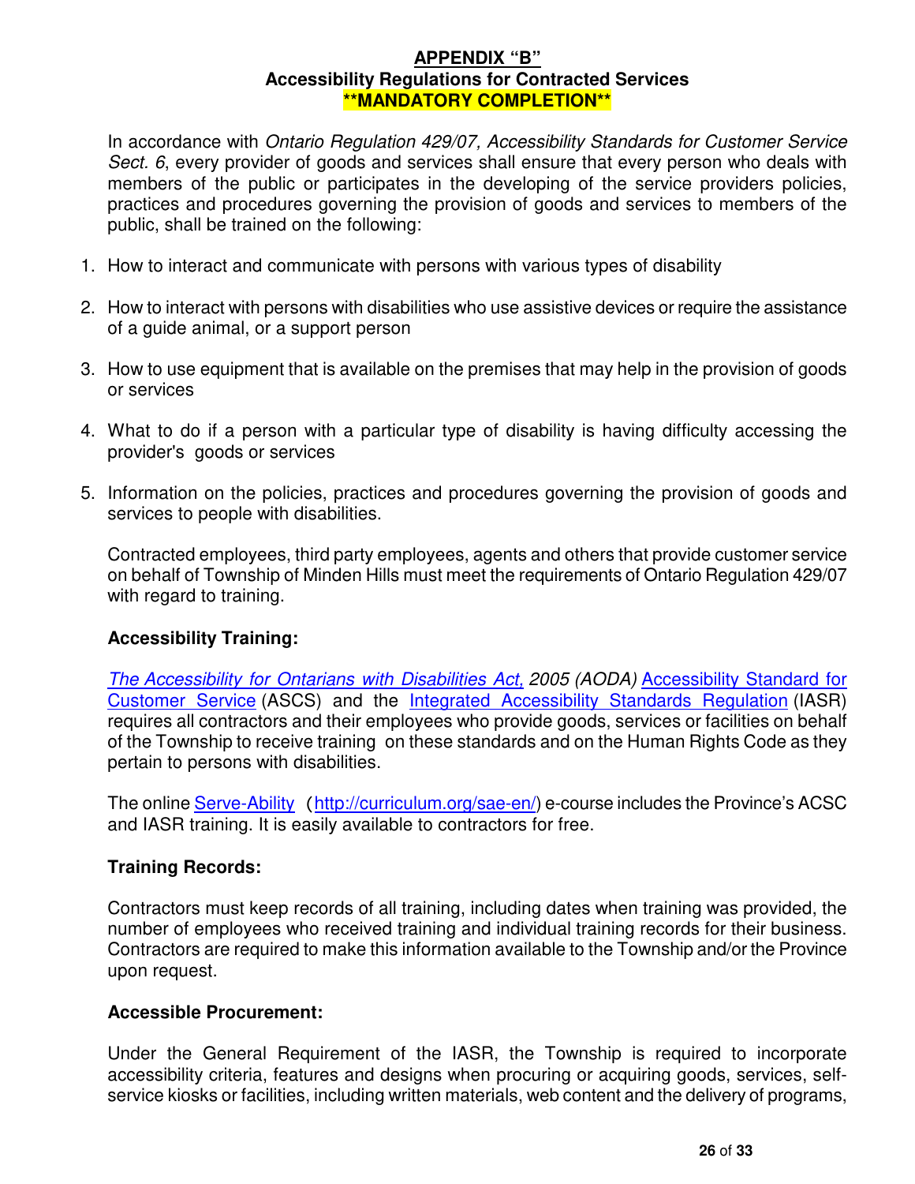# APPENDIX “B”
## Accessibility Regulations for Contracted Services
**\*\*MANDATORY COMPLETION\*\***

In accordance with *Ontario Regulation 429/07, Accessibility Standards for Customer Service Sect. 6*, every provider of goods and services shall ensure that every person who deals with members of the public or participates in the developing of the service providers policies, practices and procedures governing the provision of goods and services to members of the public, shall be trained on the following:

1. How to interact and communicate with persons with various types of disability
2. How to interact with persons with disabilities who use assistive devices or require the assistance of a guide animal, or a support person
3. How to use equipment that is available on the premises that may help in the provision of goods or services
4. What to do if a person with a particular type of disability is having difficulty accessing the provider's goods or services
5. Information on the policies, practices and procedures governing the provision of goods and services to people with disabilities.

Contracted employees, third party employees, agents and others that provide customer service on behalf of Township of Minden Hills must meet the requirements of Ontario Regulation 429/07 with regard to training.

### Accessibility Training:

*The Accessibility for Ontarians with Disabilities Act, 2005 (AODA)* Accessibility Standard for Customer Service (ASCS) and the Integrated Accessibility Standards Regulation (IASR) requires all contractors and their employees who provide goods, services or facilities on behalf of the Township to receive training on these standards and on the Human Rights Code as they pertain to persons with disabilities.

The online Serve-Ability (http://curriculum.org/sae-en/) e-course includes the Province's ACSC and IASR training. It is easily available to contractors for free.

### Training Records:

Contractors must keep records of all training, including dates when training was provided, the number of employees who received training and individual training records for their business. Contractors are required to make this information available to the Township and/or the Province upon request.

### Accessible Procurement:

Under the General Requirement of the IASR, the Township is required to incorporate accessibility criteria, features and designs when procuring or acquiring goods, services, self-service kiosks or facilities, including written materials, web content and the delivery of programs,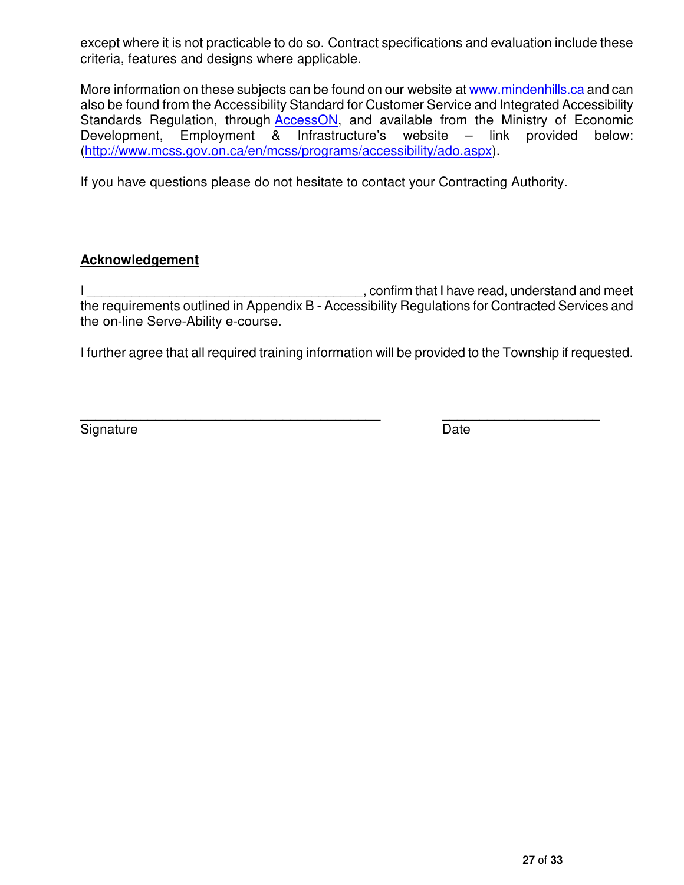except where it is not practicable to do so. Contract specifications and evaluation include these criteria, features and designs where applicable.

More information on these subjects can be found on our website at [www.mindenhills.ca](http://www.mindenhills.ca) and can also be found from the Accessibility Standard for Customer Service and Integrated Accessibility Standards Regulation, through [AccessON](AccessON), and available from the Ministry of Economic Development, Employment & Infrastructure's website – link provided below: ([http://www.mcss.gov.on.ca/en/mcss/programs/accessibility/ado.aspx](http://www.mcss.gov.on.ca/en/mcss/programs/accessibility/ado.aspx)).

If you have questions please do not hesitate to contact your Contracting Authority.

**Acknowledgement**

I ______________________________________, confirm that I have read, understand and meet the requirements outlined in Appendix B - Accessibility Regulations for Contracted Services and the on-line Serve-Ability e-course.

I further agree that all required training information will be provided to the Township if requested.

__________________________________________ ______________________

Signature Date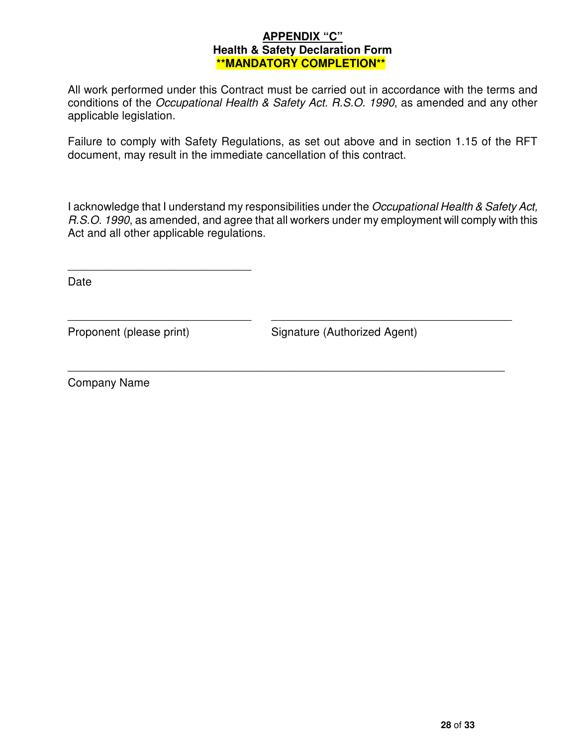**APPENDIX "C"**
**Health & Safety Declaration Form**
****MANDATORY COMPLETION****

All work performed under this Contract must be carried out in accordance with the terms and conditions of the *Occupational Health & Safety Act. R.S.O. 1990*, as amended and any other applicable legislation.

Failure to comply with Safety Regulations, as set out above and in section 1.15 of the RFT document, may result in the immediate cancellation of this contract.

I acknowledge that I understand my responsibilities under the *Occupational Health & Safety Act, R.S.O. 1990*, as amended, and agree that all workers under my employment will comply with this Act and all other applicable regulations.

\_\_\_\_\_\_\_\_\_\_\_\_\_\_\_\_\_\_\_\_\_\_\_\_\_\_\_\_\_\_
Date

\_\_\_\_\_\_\_\_\_\_\_\_\_\_\_\_\_\_\_\_\_\_\_\_\_\_\_\_\_\_ \_\_\_\_\_\_\_\_\_\_\_\_\_\_\_\_\_\_\_\_\_\_\_\_\_\_\_\_\_\_\_\_\_\_\_\_\_\_\_\_
Proponent (please print) Signature (Authorized Agent)

\_\_\_\_\_\_\_\_\_\_\_\_\_\_\_\_\_\_\_\_\_\_\_\_\_\_\_\_\_\_\_\_\_\_\_\_\_\_\_\_\_\_\_\_\_\_\_\_\_\_\_\_\_\_\_\_\_\_\_\_\_\_\_\_\_\_\_\_\_\_
Company Name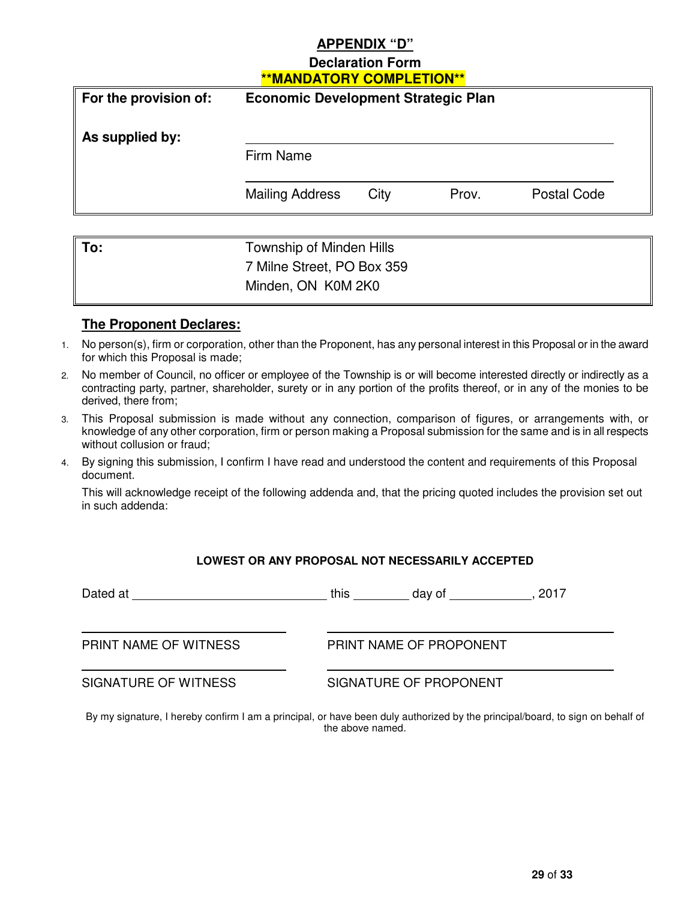## APPENDIX "D"

### Declaration Form

**\*\*MANDATORY COMPLETION\*\***

| | |
|---|---|
| **For the provision of:** | **Economic Development Strategic Plan** |
| **As supplied by:** | \_\_\_\_\_\_\_\_\_\_\_\_\_\_\_\_\_\_\_\_\_\_\_\_\_\_\_\_\_\_\_\_ |
| | Firm Name |
| | \_\_\_\_\_\_\_\_\_\_\_\_\_\_\_\_\_\_\_\_\_\_\_\_\_\_\_\_\_\_\_\_ |
| | Mailing Address City Prov. Postal Code |

| | |
|---|---|
| **To:** | Township of Minden Hills<br>7 Milne Street, PO Box 359<br>Minden, ON K0M 2K0 |

**The Proponent Declares:**

1. No person(s), firm or corporation, other than the Proponent, has any personal interest in this Proposal or in the award for which this Proposal is made;
2. No member of Council, no officer or employee of the Township is or will become interested directly or indirectly as a contracting party, partner, shareholder, surety or in any portion of the profits thereof, or in any of the monies to be derived, there from;
3. This Proposal submission is made without any connection, comparison of figures, or arrangements with, or knowledge of any other corporation, firm or person making a Proposal submission for the same and is in all respects without collusion or fraud;
4. By signing this submission, I confirm I have read and understood the content and requirements of this Proposal document.

   This will acknowledge receipt of the following addenda and, that the pricing quoted includes the provision set out in such addenda:

**LOWEST OR ANY PROPOSAL NOT NECESSARILY ACCEPTED**

Dated at \_\_\_\_\_\_\_\_\_\_\_\_\_\_\_\_\_\_\_\_\_\_\_\_ this \_\_\_\_\_\_\_ day of \_\_\_\_\_\_\_\_\_\_, 2017

| | |
|---|---|
| \_\_\_\_\_\_\_\_\_\_\_\_\_\_\_\_\_\_\_\_\_\_\_\_ | \_\_\_\_\_\_\_\_\_\_\_\_\_\_\_\_\_\_\_\_\_\_\_\_ |
| PRINT NAME OF WITNESS | PRINT NAME OF PROPONENT |
| \_\_\_\_\_\_\_\_\_\_\_\_\_\_\_\_\_\_\_\_\_\_\_\_ | \_\_\_\_\_\_\_\_\_\_\_\_\_\_\_\_\_\_\_\_\_\_\_\_ |
| SIGNATURE OF WITNESS | SIGNATURE OF PROPONENT |

By my signature, I hereby confirm I am a principal, or have been duly authorized by the principal/board, to sign on behalf of the above named.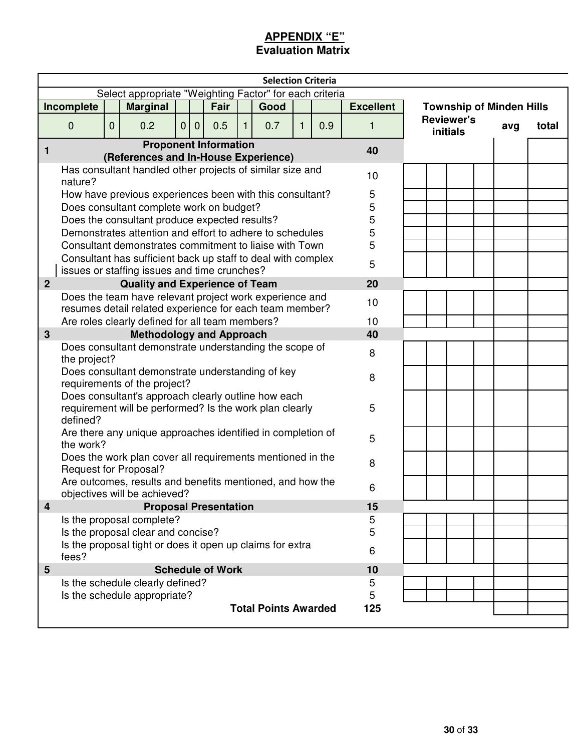# APPENDIX "E"

## Evaluation Matrix

| Selection Criteria | | Township of Minden Hills | | | | | |
|---|---|---|---|---|---|---|---|
| Select appropriate "Weighting Factor" for each criteria<br>Incomplete 0 \| 0 \| Marginal 0.2 \| 0 \| 0 \| Fair 0.5 \| 1 \| Good 0.7 \| 1 \| 0.9 \| Excellent 1 | | Reviewer's initials | | | | avg | total |
| **1 Proponent Information (References and In-House Experience)** | **40** | | | | | | |
| Has consultant handled other projects of similar size and nature? | 10 | | | | | | |
| How have previous experiences been with this consultant? | 5 | | | | | | |
| Does consultant complete work on budget? | 5 | | | | | | |
| Does the consultant produce expected results? | 5 | | | | | | |
| Demonstrates attention and effort to adhere to schedules | 5 | | | | | | |
| Consultant demonstrates commitment to liaise with Town | 5 | | | | | | |
| Consultant has sufficient back up staff to deal with complex issues or staffing issues and time crunches? | 5 | | | | | | |
| **2 Quality and Experience of Team** | **20** | | | | | | |
| Does the team have relevant project work experience and resumes detail related experience for each team member? | 10 | | | | | | |
| Are roles clearly defined for all team members? | 10 | | | | | | |
| **3 Methodology and Approach** | **40** | | | | | | |
| Does consultant demonstrate understanding the scope of the project? | 8 | | | | | | |
| Does consultant demonstrate understanding of key requirements of the project? | 8 | | | | | | |
| Does consultant's approach clearly outline how each requirement will be performed? Is the work plan clearly defined? | 5 | | | | | | |
| Are there any unique approaches identified in completion of the work? | 5 | | | | | | |
| Does the work plan cover all requirements mentioned in the Request for Proposal? | 8 | | | | | | |
| Are outcomes, results and benefits mentioned, and how the objectives will be achieved? | 6 | | | | | | |
| **4 Proposal Presentation** | **15** | | | | | | |
| Is the proposal complete? | 5 | | | | | | |
| Is the proposal clear and concise? | 5 | | | | | | |
| Is the proposal tight or does it open up claims for extra fees? | 6 | | | | | | |
| **5 Schedule of Work** | **10** | | | | | | |
| Is the schedule clearly defined? | 5 | | | | | | |
| Is the schedule appropriate? | 5 | | | | | | |
| **Total Points Awarded** | **125** | | | | | | |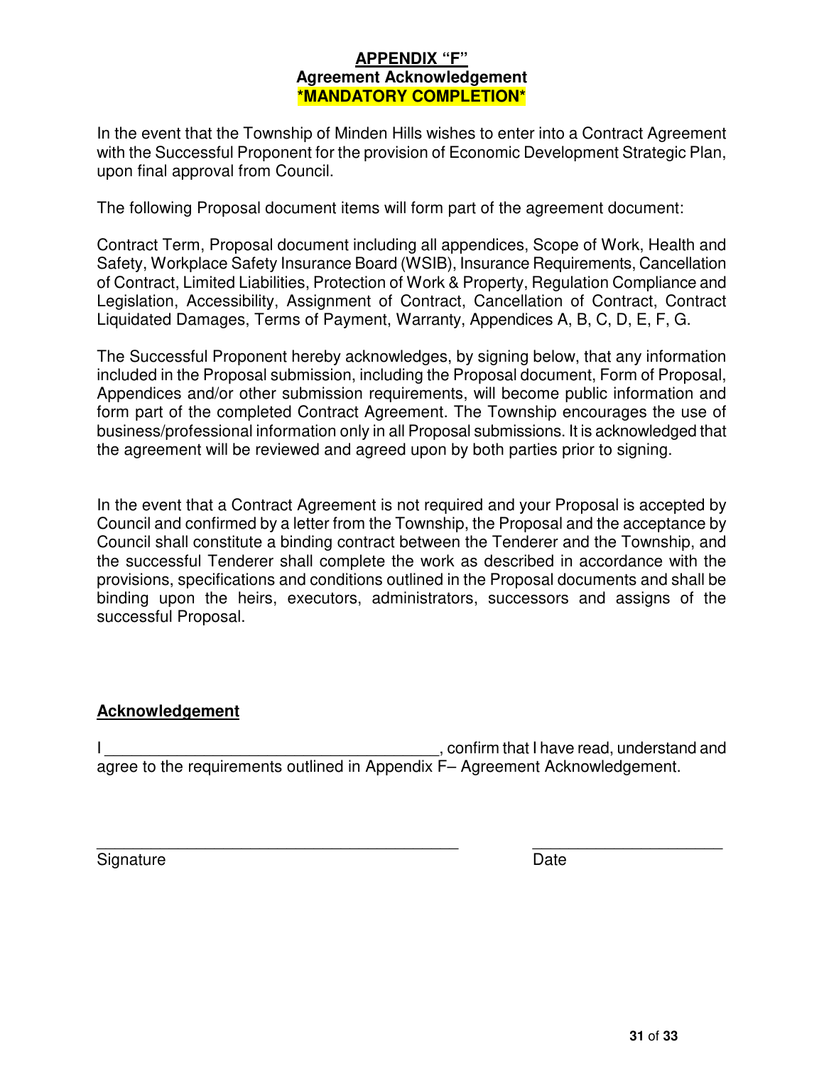# APPENDIX "F"
## Agreement Acknowledgement
**\*MANDATORY COMPLETION\***

In the event that the Township of Minden Hills wishes to enter into a Contract Agreement with the Successful Proponent for the provision of Economic Development Strategic Plan, upon final approval from Council.

The following Proposal document items will form part of the agreement document:

Contract Term, Proposal document including all appendices, Scope of Work, Health and Safety, Workplace Safety Insurance Board (WSIB), Insurance Requirements, Cancellation of Contract, Limited Liabilities, Protection of Work & Property, Regulation Compliance and Legislation, Accessibility, Assignment of Contract, Cancellation of Contract, Contract Liquidated Damages, Terms of Payment, Warranty, Appendices A, B, C, D, E, F, G.

The Successful Proponent hereby acknowledges, by signing below, that any information included in the Proposal submission, including the Proposal document, Form of Proposal, Appendices and/or other submission requirements, will become public information and form part of the completed Contract Agreement. The Township encourages the use of business/professional information only in all Proposal submissions. It is acknowledged that the agreement will be reviewed and agreed upon by both parties prior to signing.

In the event that a Contract Agreement is not required and your Proposal is accepted by Council and confirmed by a letter from the Township, the Proposal and the acceptance by Council shall constitute a binding contract between the Tenderer and the Township, and the successful Tenderer shall complete the work as described in accordance with the provisions, specifications and conditions outlined in the Proposal documents and shall be binding upon the heirs, executors, administrators, successors and assigns of the successful Proposal.

**Acknowledgement**

I ______________________________________, confirm that I have read, understand and agree to the requirements outlined in Appendix F– Agreement Acknowledgement.

__________________________________________ ______________________

Signature Date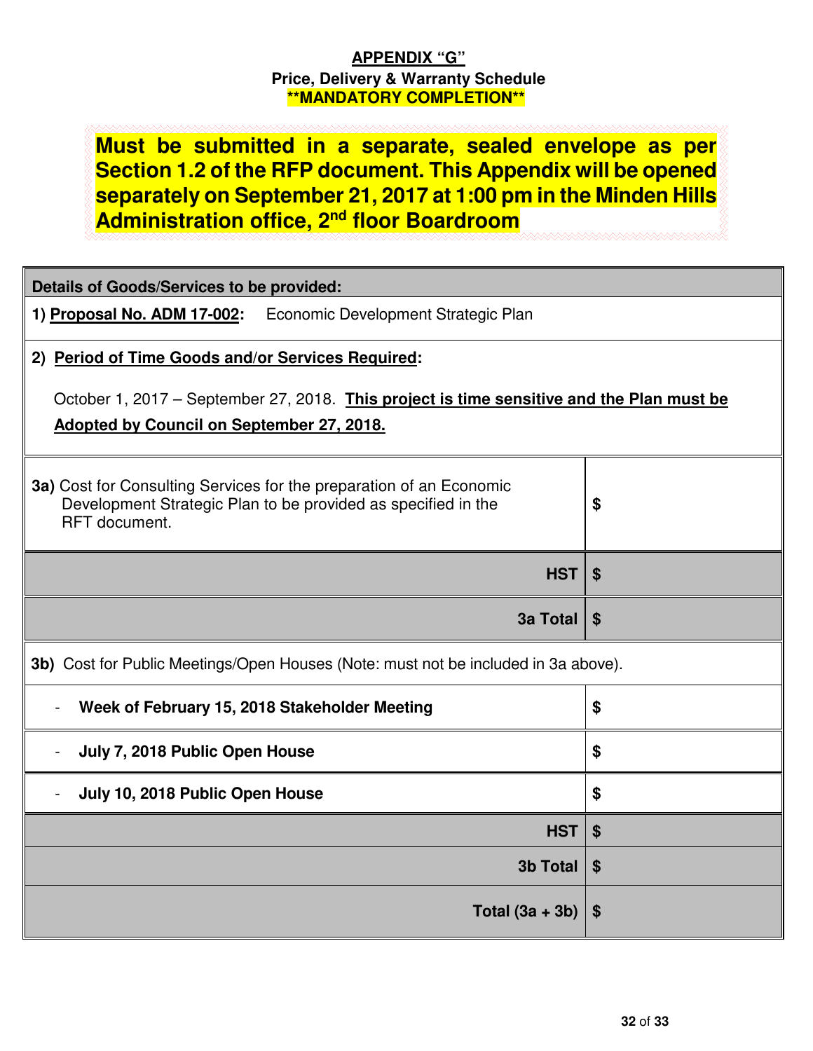**APPENDIX "G"**
**Price, Delivery & Warranty Schedule**
****MANDATORY COMPLETION****

**Must be submitted in a separate, sealed envelope as per Section 1.2 of the RFP document. This Appendix will be opened separately on September 21, 2017 at 1:00 pm in the Minden Hills Administration office, 2nd floor Boardroom**

| **Details of Goods/Services to be provided:** | |
|---|---|
| **1) Proposal No. ADM 17-002:** Economic Development Strategic Plan | |
| **2) Period of Time Goods and/or Services Required:** October 1, 2017 – September 27, 2018. **This project is time sensitive and the Plan must be Adopted by Council on September 27, 2018.** | |
| **3a)** Cost for Consulting Services for the preparation of an Economic Development Strategic Plan to be provided as specified in the RFT document. | $ |
| **HST** | $ |
| **3a Total** | $ |
| **3b)** Cost for Public Meetings/Open Houses (Note: must not be included in 3a above). | |
| - **Week of February 15, 2018 Stakeholder Meeting** | $ |
| - **July 7, 2018 Public Open House** | $ |
| - **July 10, 2018 Public Open House** | $ |
| **HST** | $ |
| **3b Total** | $ |
| **Total (3a + 3b)** | $ |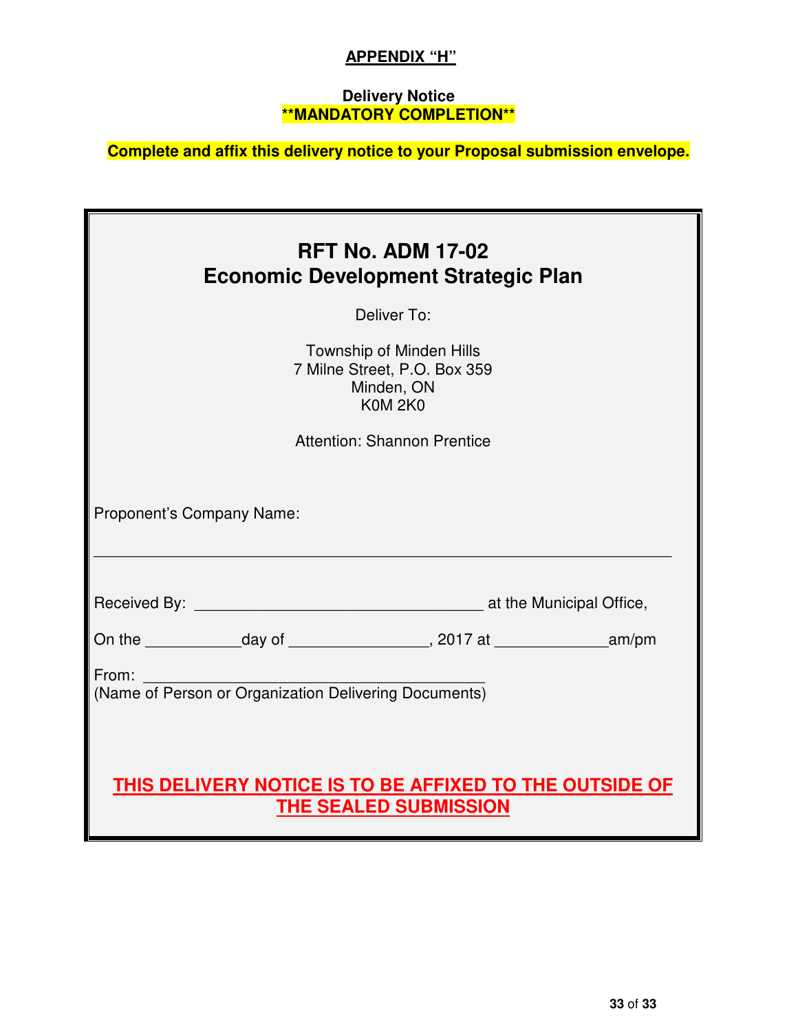**APPENDIX "H"**

**Delivery Notice**
**\*\*MANDATORY COMPLETION\*\***

**Complete and affix this delivery notice to your Proposal submission envelope.**

## RFT No. ADM 17-02
## Economic Development Strategic Plan

Deliver To:

Township of Minden Hills
7 Milne Street, P.O. Box 359
Minden, ON
K0M 2K0

Attention: Shannon Prentice

Proponent's Company Name:

_______________________________________________________________

Received By: _________________________________ at the Municipal Office,

On the ___________day of _______________, 2017 at _____________am/pm

From: _______________________________________
(Name of Person or Organization Delivering Documents)

**THIS DELIVERY NOTICE IS TO BE AFFIXED TO THE OUTSIDE OF THE SEALED SUBMISSION**